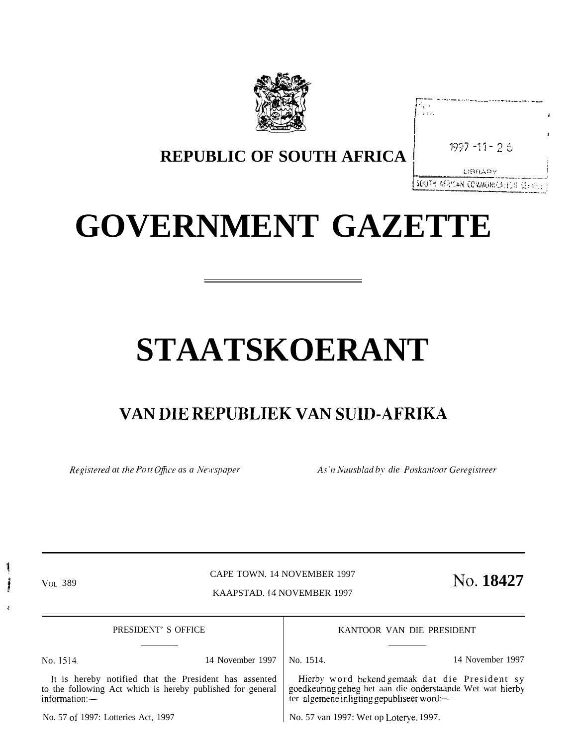**REPUBLIC OF SOUTH AFRICA**

1997 -11- 26

LIBRARY

SOUTH AFRICAN COMMUNICATION SERVICE

# GOVERNMENT GAZETTE

# STAATSKOERANT

## VAN DIE REPUBLIEK VAN SUID-AFRIKA

*Registered at the Post Office as a Newspaper* — *As 'n Nuusblad by die Poskantoor Geregistreer*

VOL. 389 — CAPE TOWN, 14 NOVEMBER 1997 — KAAPSTAD, 14 NOVEMBER 1997 — **No. 18427**

PRESIDENT'S OFFICE

No. 1514. 14 November 1997

It is hereby notified that the President has assented to the following Act which is hereby published for general information:—

No. 57 of 1997: Lotteries Act, 1997

KANTOOR VAN DIE PRESIDENT

No. 1514. 14 November 1997

Hierby word bekend gemaak dat die President sy goedkeuring geheg het aan die onderstaande Wet wat hierby ter algemene inligting gepubliseer word:—

No. 57 van 1997: Wet op Loterye, 1997.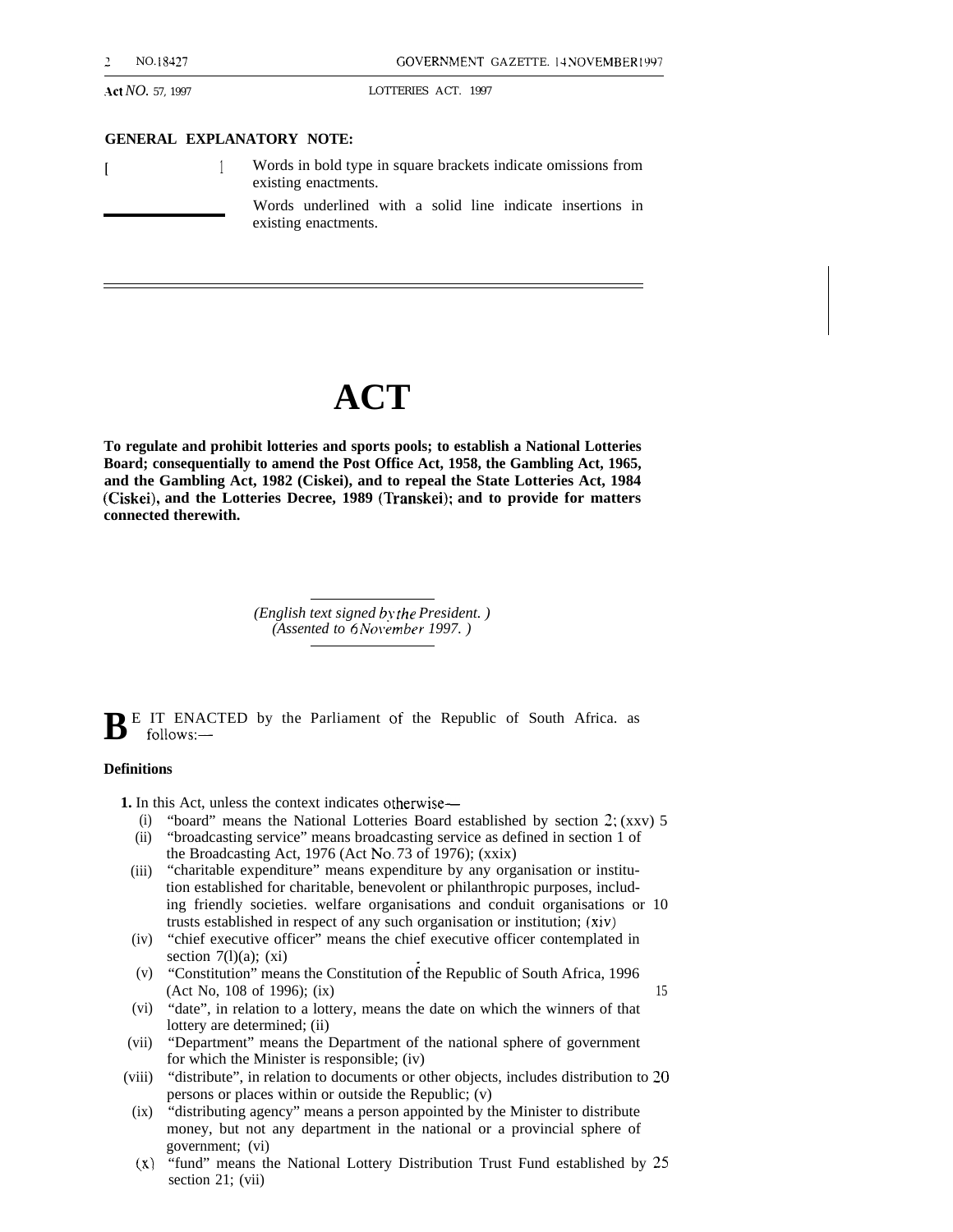## GENERAL EXPLANATORY NOTE:

[ ] Words in bold type in square brackets indicate omissions from existing enactments.

\_\_\_\_\_ Words underlined with a solid line indicate insertions in existing enactments.

# ACT

**To regulate and prohibit lotteries and sports pools; to establish a National Lotteries Board; consequentially to amend the Post Office Act, 1958, the Gambling Act, 1965, and the Gambling Act, 1982 (Ciskei), and to repeal the State Lotteries Act, 1984 (Ciskei), and the Lotteries Decree, 1989 (Transkei); and to provide for matters connected therewith.**

*(English text signed by the President. )*
*(Assented to 6 November 1997. )*

BE IT ENACTED by the Parliament of the Republic of South Africa. as follows:—

### Definitions

**1.** In this Act, unless the context indicates otherwise—

(i) "board" means the National Lotteries Board established by section 2; (xxv) 5

(ii) "broadcasting service" means broadcasting service as defined in section 1 of the Broadcasting Act, 1976 (Act No. 73 of 1976); (xxix)

(iii) "charitable expenditure" means expenditure by any organisation or institution established for charitable, benevolent or philanthropic purposes, including friendly societies. welfare organisations and conduit organisations or 10 trusts established in respect of any such organisation or institution; (xiv)

(iv) "chief executive officer" means the chief executive officer contemplated in section 7(l)(a); (xi)

(v) "Constitution" means the Constitution of the Republic of South Africa, 1996 (Act No, 108 of 1996); (ix) 15

(vi) "date", in relation to a lottery, means the date on which the winners of that lottery are determined; (ii)

(vii) "Department" means the Department of the national sphere of government for which the Minister is responsible; (iv)

(viii) "distribute", in relation to documents or other objects, includes distribution to 20 persons or places within or outside the Republic; (v)

(ix) "distributing agency" means a person appointed by the Minister to distribute money, but not any department in the national or a provincial sphere of government; (vi)

(x) "fund" means the National Lottery Distribution Trust Fund established by 25 section 21; (vii)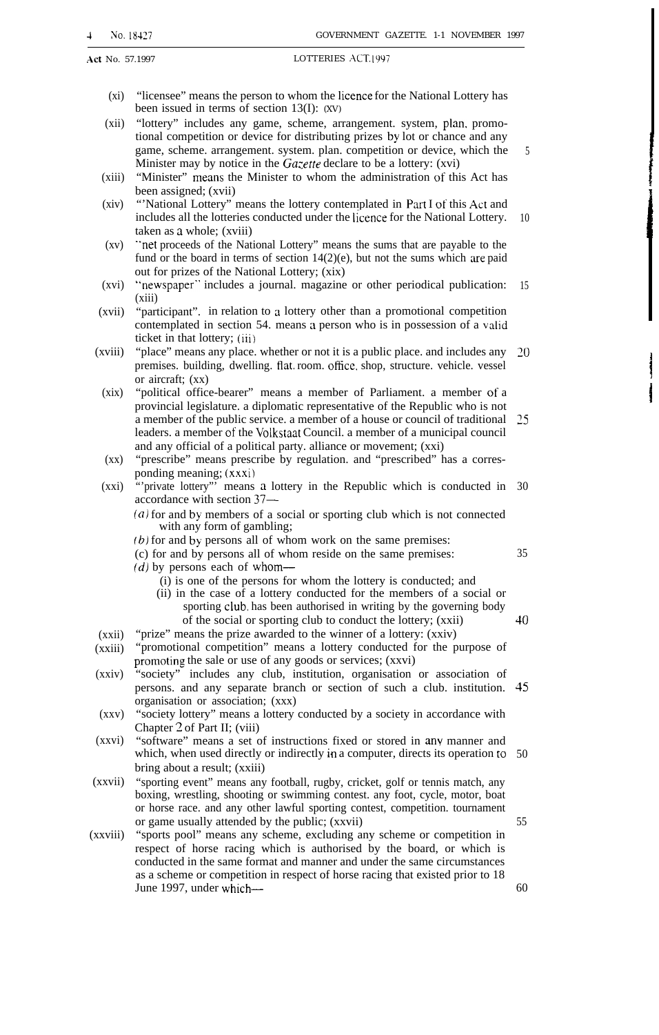(xi) "licensee" means the person to whom the licence for the National Lottery has been issued in terms of section 13(l): (xv)

(xii) "lottery" includes any game, scheme, arrangement. system, plan. promotional competition or device for distributing prizes by lot or chance and any game, scheme. arrangement. system. plan. competition or device, which the Minister may by notice in the *Gazette* declare to be a lottery: (xvi)

(xiii) "Minister" means the Minister to whom the administration of this Act has been assigned; (xvii)

(xiv) "'National Lottery" means the lottery contemplated in Part I of this Act and includes all the lotteries conducted under the licence for the National Lottery. taken as a whole; (xviii)

(xv) "net proceeds of the National Lottery" means the sums that are payable to the fund or the board in terms of section 14(2)(e), but not the sums which are paid out for prizes of the National Lottery; (xix)

(xvi) "newspaper" includes a journal. magazine or other periodical publication: (xiii)

(xvii) "participant". in relation to a lottery other than a promotional competition contemplated in section 54. means a person who is in possession of a valid ticket in that lottery; (iii)

(xviii) "place" means any place. whether or not it is a public place. and includes any premises. building, dwelling. flat. room. office, shop, structure. vehicle. vessel or aircraft; (xx)

(xix) "political office-bearer" means a member of Parliament. a member of a provincial legislature. a diplomatic representative of the Republic who is not a member of the public service. a member of a house or council of traditional leaders. a member of the Volkstaat Council. a member of a municipal council and any official of a political party. alliance or movement; (xxi)

(xx) "prescribe" means prescribe by regulation. and "prescribed" has a corresponding meaning; (xxxi)

(xxi) "'private lottery"' means a lottery in the Republic which is conducted in accordance with section 37—

*(a)* for and by members of a social or sporting club which is not connected with any form of gambling;

*(b)* for and by persons all of whom work on the same premises:

(c) for and by persons all of whom reside on the same premises:

*(d)* by persons each of whom—

(i) is one of the persons for whom the lottery is conducted; and

(ii) in the case of a lottery conducted for the members of a social or sporting club, has been authorised in writing by the governing body of the social or sporting club to conduct the lottery; (xxii)

(xxii) "prize" means the prize awarded to the winner of a lottery: (xxiv)

(xxiii) "promotional competition" means a lottery conducted for the purpose of promoting the sale or use of any goods or services; (xxvi)

(xxiv) "society" includes any club, institution, organisation or association of persons. and any separate branch or section of such a club. institution. organisation or association; (xxx)

(xxv) "society lottery" means a lottery conducted by a society in accordance with Chapter 2 of Part II; (viii)

(xxvi) "software" means a set of instructions fixed or stored in any manner and which, when used directly or indirectly in a computer, directs its operation to bring about a result; (xxiii)

(xxvii) "sporting event" means any football, rugby, cricket, golf or tennis match, any boxing, wrestling, shooting or swimming contest. any foot, cycle, motor, boat or horse race. and any other lawful sporting contest, competition. tournament or game usually attended by the public; (xxvii)

(xxviii) "sports pool" means any scheme, excluding any scheme or competition in respect of horse racing which is authorised by the board, or which is conducted in the same format and manner and under the same circumstances as a scheme or competition in respect of horse racing that existed prior to 18 June 1997, under which—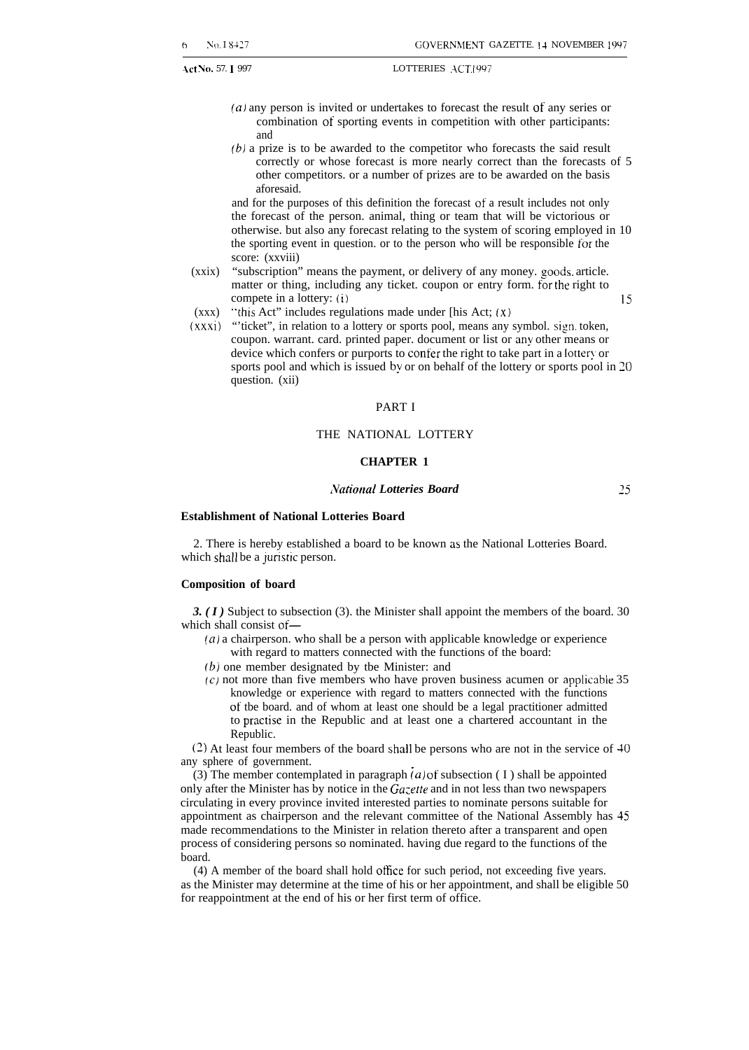(*a*) any person is invited or undertakes to forecast the result of any series or combination of sporting events in competition with other participants: and

(*b*) a prize is to be awarded to the competitor who forecasts the said result correctly or whose forecast is more nearly correct than the forecasts of other competitors. or a number of prizes are to be awarded on the basis aforesaid.

and for the purposes of this definition the forecast of a result includes not only the forecast of the person. animal, thing or team that will be victorious or otherwise. but also any forecast relating to the system of scoring employed in the sporting event in question. or to the person who will be responsible for the score: (xxviii)

(xxix) "subscription" means the payment, or delivery of any money. goods. article. matter or thing, including any ticket. coupon or entry form. for the right to compete in a lottery: (i)

(xxx) "this Act" includes regulations made under [his Act; (x)

(xxxi) "'ticket", in relation to a lottery or sports pool, means any symbol. sign. token, coupon. warrant. card. printed paper. document or list or any other means or device which confers or purports to confer the right to take part in a lottery or sports pool and which is issued by or on behalf of the lottery or sports pool in question. (xii)

# PART I

# THE NATIONAL LOTTERY

## CHAPTER 1

### *National Lotteries Board*

**Establishment of National Lotteries Board**

2. There is hereby established a board to be known as the National Lotteries Board. which shall be a *juristic* person.

**Composition of board**

***3. (1)*** Subject to subsection (3). the Minister shall appoint the members of the board. which shall consist of—

(*a*) a chairperson. who shall be a person with applicable knowledge or experience with regard to matters connected with the functions of the board:

(*b*) one member designated by tbe Minister: and

(*c*) not more than five members who have proven business acumen or applicable knowledge or experience with regard to matters connected with the functions of tbe board. and of whom at least one should be a legal practitioner admitted to practise in the Republic and at least one a chartered accountant in the Republic.

(2) At least four members of the board shall be persons who are not in the service of any sphere of government.

(3) The member contemplated in paragraph (*a*) of subsection (1) shall be appointed only after the Minister has by notice in the *Gazette* and in not less than two newspapers circulating in every province invited interested parties to nominate persons suitable for appointment as chairperson and the relevant committee of the National Assembly has made recommendations to the Minister in relation thereto after a transparent and open process of considering persons so nominated. having due regard to the functions of the board.

(4) A member of the board shall hold office for such period, not exceeding five years. as the Minister may determine at the time of his or her appointment, and shall be eligible for reappointment at the end of his or her first term of office.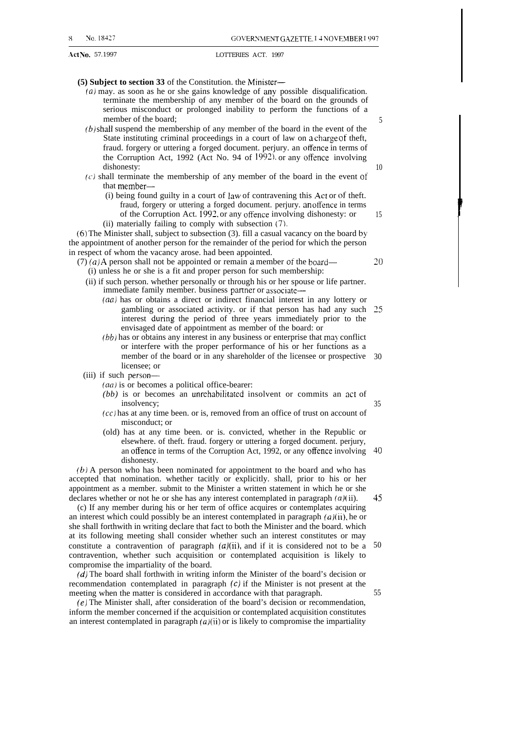**(5) Subject to section 33** of the Constitution. the Minister—

*(a)* may. as soon as he or she gains knowledge of any possible disqualification. terminate the membership of any member of the board on the grounds of serious misconduct or prolonged inability to perform the functions of a member of the board;

*(b)* shall suspend the membership of any member of the board in the event of the State instituting criminal proceedings in a court of law on a charge of theft, fraud. forgery or uttering a forged document. perjury. an offence in terms of the Corruption Act, 1992 (Act No. 94 of 1992). or any offence involving dishonesty:

*(c)* shall terminate the membership of any member of the board in the event of that member—

(i) being found guilty in a court of law of contravening this Act or of theft. fraud, forgery or uttering a forged document. perjury. an offence in terms of the Corruption Act. 1992, or any offence involving dishonesty: or

(ii) materially failing to comply with subsection (7).

(6) The Minister shall, subject to subsection (3). fill a casual vacancy on the board by the appointment of another person for the remainder of the period for which the person in respect of whom the vacancy arose. had been appointed.

(7) *(a)* A person shall not be appointed or remain a member of the board—

(i) unless he or she is a fit and proper person for such membership:

(ii) if such person. whether personally or through his or her spouse or life partner. immediate family member. business partner or associate—

*(aa)* has or obtains a direct or indirect financial interest in any lottery or gambling or associated activity. or if that person has had any such interest during the period of three years immediately prior to the envisaged date of appointment as member of the board: or

*(bb)* has or obtains any interest in any business or enterprise that may conflict or interfere with the proper performance of his or her functions as a member of the board or in any shareholder of the licensee or prospective licensee; or

(iii) if such person—

*(aa)* is or becomes a political office-bearer:

*(bb)* is or becomes an unrehabilitated insolvent or commits an act of insolvency;

*(cc)* has at any time been. or is, removed from an office of trust on account of misconduct; or

(dd) has at any time been. or is. convicted, whether in the Republic or elsewhere. of theft. fraud. forgery or uttering a forged document. perjury, an offence in terms of the Corruption Act, 1992, or any offence involving dishonesty.

*(b)* A person who has been nominated for appointment to the board and who has accepted that nomination. whether tacitly or explicitly. shall, prior to his or her appointment as a member. submit to the Minister a written statement in which he or she declares whether or not he or she has any interest contemplated in paragraph *(a)*(ii).

(c) If any member during his or her term of office acquires or contemplates acquiring an interest which could possibly be an interest contemplated in paragraph *(a)*(ii), he or she shall forthwith in writing declare that fact to both the Minister and the board. which at its following meeting shall consider whether such an interest constitutes or may constitute a contravention of paragraph *(a)*(ii), and if it is considered not to be a contravention, whether such acquisition or contemplated acquisition is likely to compromise the impartiality of the board.

*(d)* The board shall forthwith in writing inform the Minister of the board's decision or recommendation contemplated in paragraph *(c)* if the Minister is not present at the meeting when the matter is considered in accordance with that paragraph.

*(e)* The Minister shall, after consideration of the board's decision or recommendation, inform the member concerned if the acquisition or contemplated acquisition constitutes an interest contemplated in paragraph *(a)*(ii) or is likely to compromise the impartiality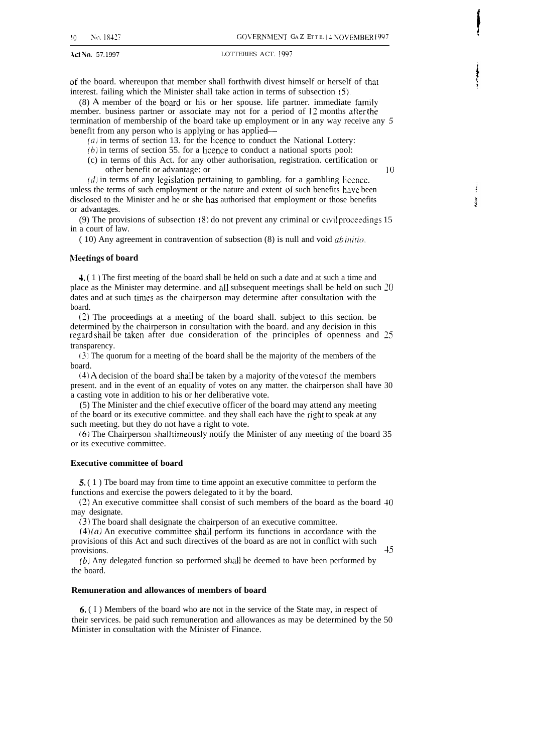of the board, whereupon that member shall forthwith divest himself or herself of that interest, failing which the Minister shall take action in terms of subsection (5).

(8) A member of the board or his or her spouse, life partner, immediate family member, business partner or associate may not for a period of 12 months after the termination of membership of the board take up employment or in any way receive any benefit from any person who is applying or has applied—

*(a)* in terms of section 13, for the licence to conduct the National Lottery;

*(b)* in terms of section 55, for a licence to conduct a national sports pool;

(c) in terms of this Act, for any other authorisation, registration, certification or other benefit or advantage; or

*(d)* in terms of any legislation pertaining to gambling, for a gambling licence,

unless the terms of such employment or the nature and extent of such benefits have been disclosed to the Minister and he or she has authorised that employment or those benefits or advantages.

(9) The provisions of subsection (8) do not prevent any criminal or civil proceedings in a court of law.

(10) Any agreement in contravention of subsection (8) is null and void *ab initio*.

**Meetings of board**

**4.** (1) The first meeting of the board shall be held on such a date and at such a time and place as the Minister may determine, and all subsequent meetings shall be held on such dates and at such times as the chairperson may determine after consultation with the board.

(2) The proceedings at a meeting of the board shall, subject to this section, be determined by the chairperson in consultation with the board, and any decision in this regard shall be taken after due consideration of the principles of openness and transparency.

(3) The quorum for a meeting of the board shall be the majority of the members of the board.

(4) A decision of the board shall be taken by a majority of the votes of the members present, and in the event of an equality of votes on any matter, the chairperson shall have a casting vote in addition to his or her deliberative vote.

(5) The Minister and the chief executive officer of the board may attend any meeting of the board or its executive committee, and they shall each have the right to speak at any such meeting, but they do not have a right to vote.

(6) The Chairperson shall timeously notify the Minister of any meeting of the board or its executive committee.

**Executive committee of board**

**5.** (1) The board may from time to time appoint an executive committee to perform the functions and exercise the powers delegated to it by the board.

(2) An executive committee shall consist of such members of the board as the board may designate.

(3) The board shall designate the chairperson of an executive committee.

(4)*(a)* An executive committee shall perform its functions in accordance with the provisions of this Act and such directives of the board as are not in conflict with such provisions.

*(b)* Any delegated function so performed shall be deemed to have been performed by the board.

**Remuneration and allowances of members of board**

**6.** (1) Members of the board who are not in the service of the State may, in respect of their services, be paid such remuneration and allowances as may be determined by the Minister in consultation with the Minister of Finance.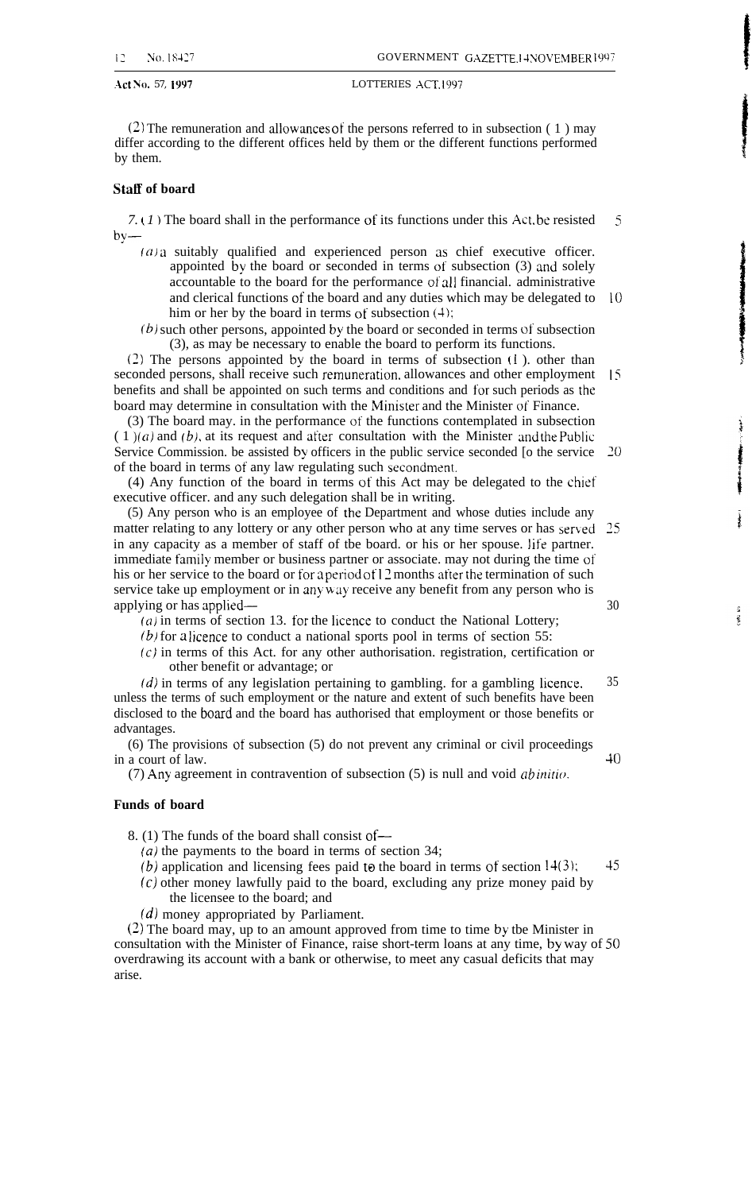(2) The remuneration and allowances of the persons referred to in subsection (1) may differ according to the different offices held by them or the different functions performed by them.

**Staff of board**

7. (1) The board shall in the performance of its functions under this Act, be resisted by—

(a) a suitably qualified and experienced person as chief executive officer. appointed by the board or seconded in terms of subsection (3) and solely accountable to the board for the performance of all financial. administrative and clerical functions of the board and any duties which may be delegated to him or her by the board in terms of subsection (4);

(b) such other persons, appointed by the board or seconded in terms of subsection (3), as may be necessary to enable the board to perform its functions.

(2) The persons appointed by the board in terms of subsection (1). other than seconded persons, shall receive such remuneration. allowances and other employment benefits and shall be appointed on such terms and conditions and for such periods as the board may determine in consultation with the Minister and the Minister of Finance.

(3) The board may. in the performance of the functions contemplated in subsection (1)(a) and (b), at its request and after consultation with the Minister and the Public Service Commission. be assisted by officers in the public service seconded [o the service of the board in terms of any law regulating such secondment.

(4) Any function of the board in terms of this Act may be delegated to the chief executive officer. and any such delegation shall be in writing.

(5) Any person who is an employee of the Department and whose duties include any matter relating to any lottery or any other person who at any time serves or has served in any capacity as a member of staff of tbe board. or his or her spouse. life partner. immediate family member or business partner or associate. may not during the time of his or her service to the board or for a period of 12 months after the termination of such service take up employment or in any way receive any benefit from any person who is applying or has applied—

(a) in terms of section 13. for the licence to conduct the National Lottery;

(b) for a licence to conduct a national sports pool in terms of section 55:

(c) in terms of this Act. for any other authorisation. registration, certification or other benefit or advantage; or

(d) in terms of any legislation pertaining to gambling. for a gambling licence.

unless the terms of such employment or the nature and extent of such benefits have been disclosed to the board and the board has authorised that employment or those benefits or advantages.

(6) The provisions of subsection (5) do not prevent any criminal or civil proceedings in a court of law.

(7) Any agreement in contravention of subsection (5) is null and void *ab initio*.

**Funds of board**

8. (1) The funds of the board shall consist of—

(a) the payments to the board in terms of section 34;

(b) application and licensing fees paid to the board in terms of section 14(3);

(c) other money lawfully paid to the board, excluding any prize money paid by the licensee to the board; and

(d) money appropriated by Parliament.

(2) The board may, up to an amount approved from time to time by tbe Minister in consultation with the Minister of Finance, raise short-term loans at any time, by way of overdrawing its account with a bank or otherwise, to meet any casual deficits that may arise.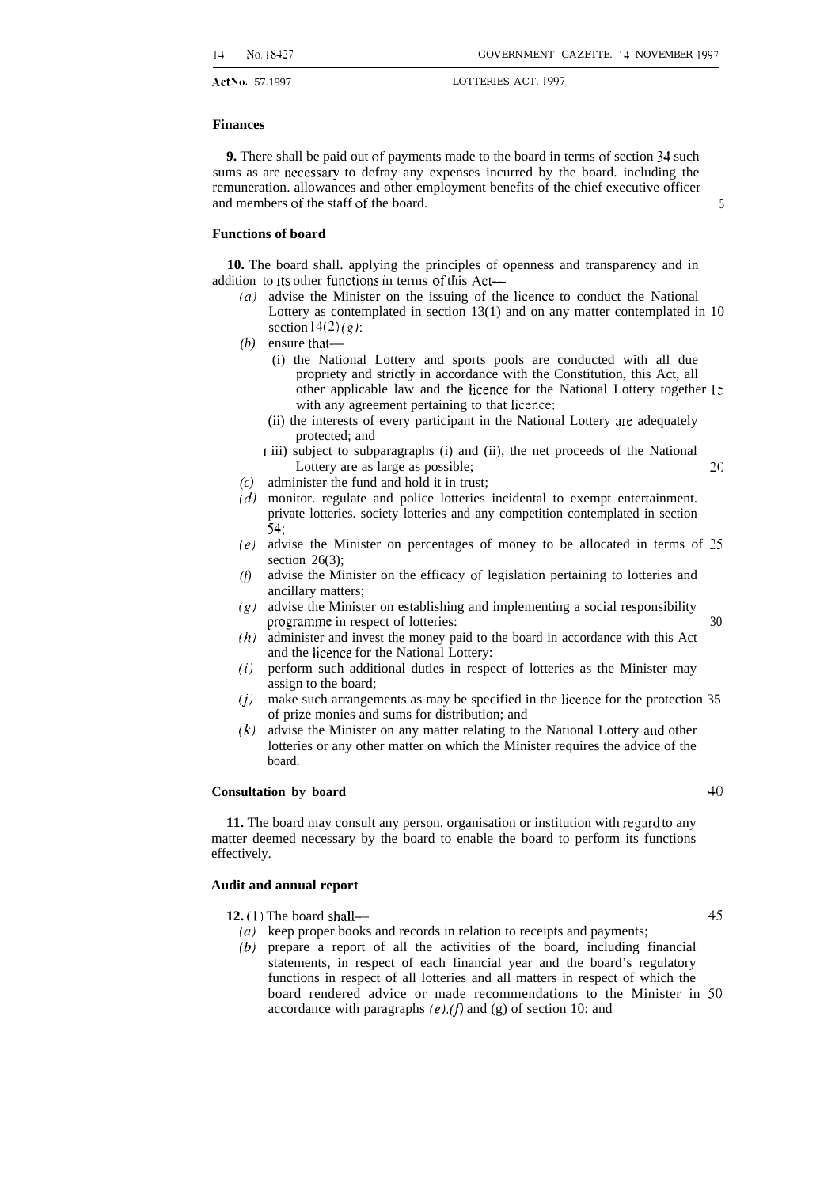**Finances**

**9.** There shall be paid out of payments made to the board in terms of section 34 such sums as are necessary to defray any expenses incurred by the board, including the remuneration, allowances and other employment benefits of the chief executive officer and members of the staff of the board.

**Functions of board**

**10.** The board shall, applying the principles of openness and transparency and in addition to its other functions in terms of this Act—

*(a)* advise the Minister on the issuing of the licence to conduct the National Lottery as contemplated in section 13(1) and on any matter contemplated in section 14(2)*(g)*;

*(b)* ensure that—

(i) the National Lottery and sports pools are conducted with all due propriety and strictly in accordance with the Constitution, this Act, all other applicable law and the licence for the National Lottery together with any agreement pertaining to that licence;

(ii) the interests of every participant in the National Lottery are adequately protected; and

(iii) subject to subparagraphs (i) and (ii), the net proceeds of the National Lottery are as large as possible;

*(c)* administer the fund and hold it in trust;

*(d)* monitor, regulate and police lotteries incidental to exempt entertainment, private lotteries, society lotteries and any competition contemplated in section 54;

*(e)* advise the Minister on percentages of money to be allocated in terms of section 26(3);

*(f)* advise the Minister on the efficacy of legislation pertaining to lotteries and ancillary matters;

*(g)* advise the Minister on establishing and implementing a social responsibility programme in respect of lotteries;

*(h)* administer and invest the money paid to the board in accordance with this Act and the licence for the National Lottery;

*(i)* perform such additional duties in respect of lotteries as the Minister may assign to the board;

*(j)* make such arrangements as may be specified in the licence for the protection of prize monies and sums for distribution; and

*(k)* advise the Minister on any matter relating to the National Lottery and other lotteries or any other matter on which the Minister requires the advice of the board.

**Consultation by board**

**11.** The board may consult any person, organisation or institution with regard to any matter deemed necessary by the board to enable the board to perform its functions effectively.

**Audit and annual report**

**12.** (1) The board shall—

*(a)* keep proper books and records in relation to receipts and payments;

*(b)* prepare a report of all the activities of the board, including financial statements, in respect of each financial year and the board's regulatory functions in respect of all lotteries and all matters in respect of which the board rendered advice or made recommendations to the Minister in accordance with paragraphs *(e)*, *(f)* and (g) of section 10; and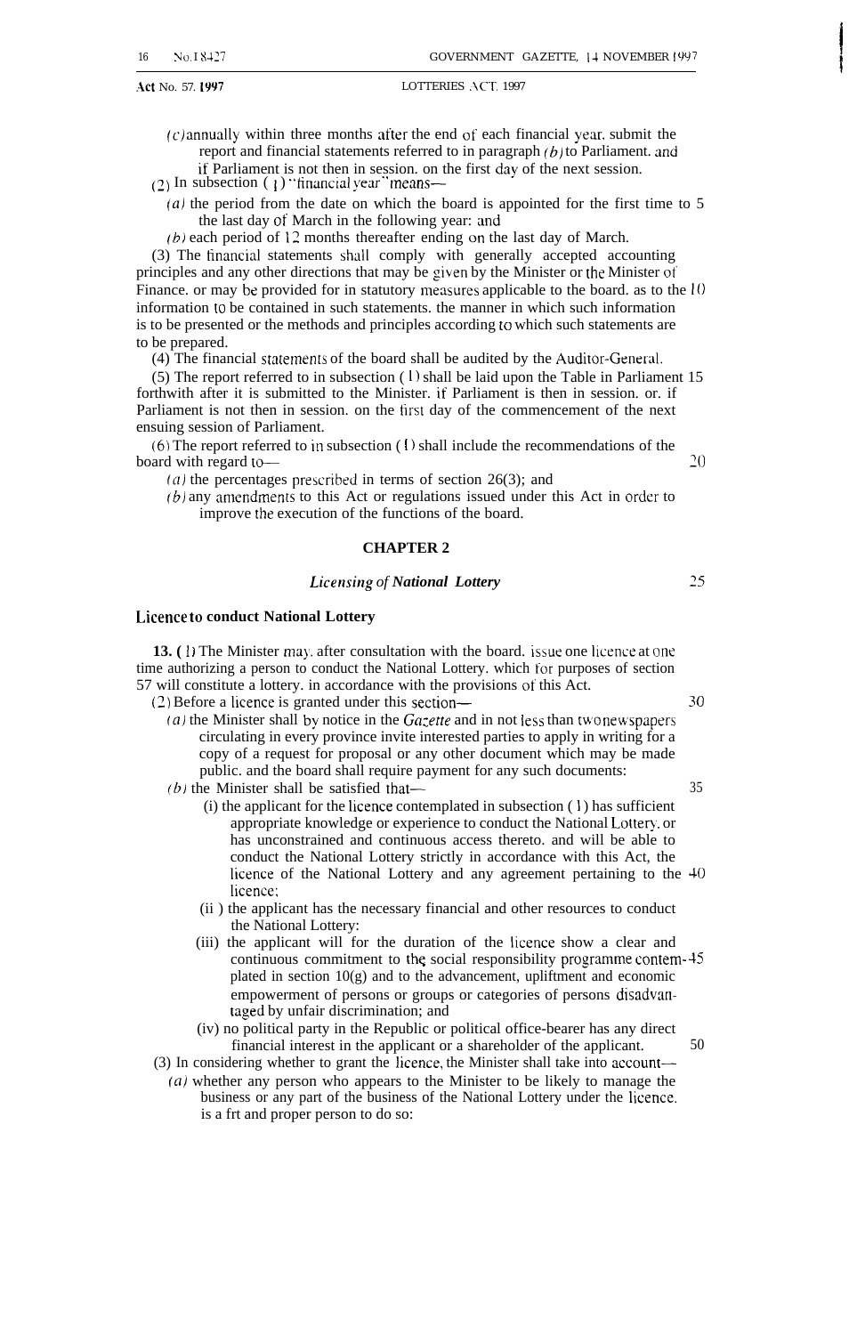(c) annually within three months after the end of each financial year. submit the report and financial statements referred to in paragraph (b) to Parliament. and if Parliament is not then in session. on the first day of the next session.

(2) In subsection (1) "financial year" means—

(a) the period from the date on which the board is appointed for the first time to the last day of March in the following year: and

(b) each period of 12 months thereafter ending on the last day of March.

(3) The financial statements shall comply with generally accepted accounting principles and any other directions that may be given by the Minister or the Minister of Finance. or may be provided for in statutory measures applicable to the board. as to the information to be contained in such statements. the manner in which such information is to be presented or the methods and principles according to which such statements are to be prepared.

(4) The financial statements of the board shall be audited by the Auditor-General.

(5) The report referred to in subsection (1) shall be laid upon the Table in Parliament forthwith after it is submitted to the Minister. if Parliament is then in session. or. if Parliament is not then in session. on the first day of the commencement of the next ensuing session of Parliament.

(6) The report referred to in subsection (1) shall include the recommendations of the board with regard to—

(a) the percentages prescribed in terms of section 26(3); and

(b) any amendments to this Act or regulations issued under this Act in order to improve the execution of the functions of the board.

## CHAPTER 2

### *Licensing of National Lottery*

**Licence to conduct National Lottery**

**13.** (1) The Minister may. after consultation with the board. issue one licence at one time authorizing a person to conduct the National Lottery. which for purposes of section 57 will constitute a lottery. in accordance with the provisions of this Act.

(2) Before a licence is granted under this section—

(a) the Minister shall by notice in the *Gazette* and in not less than two newspapers circulating in every province invite interested parties to apply in writing for a copy of a request for proposal or any other document which may be made public. and the board shall require payment for any such documents:

(b) the Minister shall be satisfied that—

(i) the applicant for the licence contemplated in subsection (1) has sufficient appropriate knowledge or experience to conduct the National Lottery. or has unconstrained and continuous access thereto. and will be able to conduct the National Lottery strictly in accordance with this Act, the licence of the National Lottery and any agreement pertaining to the licence;

(ii) the applicant has the necessary financial and other resources to conduct the National Lottery:

(iii) the applicant will for the duration of the licence show a clear and continuous commitment to the social responsibility programme contemplated in section 10(g) and to the advancement, upliftment and economic empowerment of persons or groups or categories of persons disadvantaged by unfair discrimination; and

(iv) no political party in the Republic or political office-bearer has any direct financial interest in the applicant or a shareholder of the applicant.

(3) In considering whether to grant the licence, the Minister shall take into account—

(a) whether any person who appears to the Minister to be likely to manage the business or any part of the business of the National Lottery under the licence. is a frt and proper person to do so: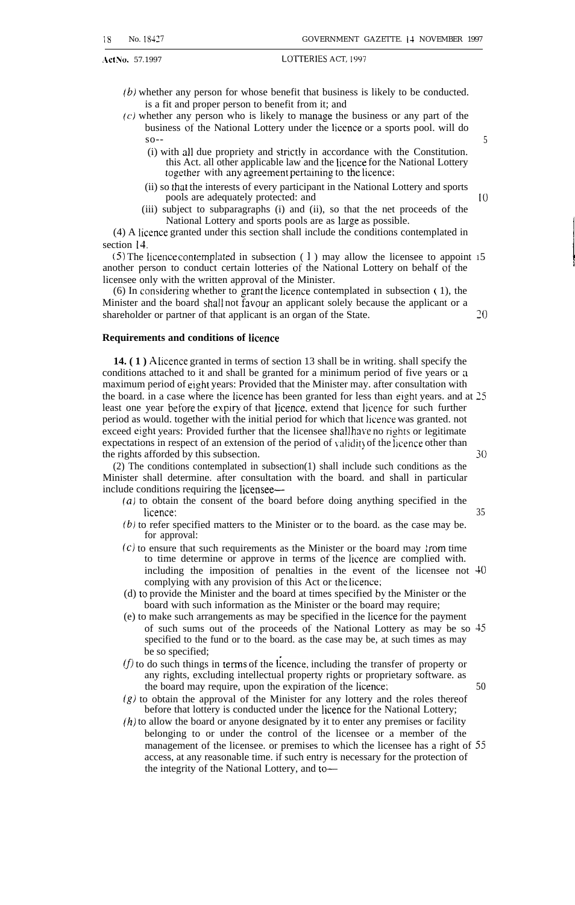(*b*) whether any person for whose benefit that business is likely to be conducted. is a fit and proper person to benefit from it; and

(*c*) whether any person who is likely to manage the business or any part of the business of the National Lottery under the licence or a sports pool. will do so--

(i) with all due propriety and strictly in accordance with the Constitution. this Act. all other applicable law and the licence for the National Lottery together with any agreement pertaining to the licence;

(ii) so that the interests of every participant in the National Lottery and sports pools are adequately protected: and

(iii) subject to subparagraphs (i) and (ii), so that the net proceeds of the National Lottery and sports pools are as large as possible.

(4) A licence granted under this section shall include the conditions contemplated in section 14.

(5) The licence contemplated in subsection (1) may allow the licensee to appoint another person to conduct certain lotteries of the National Lottery on behalf of the licensee only with the written approval of the Minister.

(6) In considering whether to grant the licence contemplated in subsection (1), the Minister and the board shall not favour an applicant solely because the applicant or a shareholder or partner of that applicant is an organ of the State.

**Requirements and conditions of licence**

**14. (1)** A licence granted in terms of section 13 shall be in writing. shall specify the conditions attached to it and shall be granted for a minimum period of five years or a maximum period of eight years: Provided that the Minister may. after consultation with the board. in a case where the licence has been granted for less than eight years. and at least one year before the expiry of that licence. extend that licence for such further period as would. together with the initial period for which that licence was granted. not exceed eight years: Provided further that the licensee shall have no rights or legitimate expectations in respect of an extension of the period of validity of the licence other than the rights afforded by this subsection.

(2) The conditions contemplated in subsection(1) shall include such conditions as the Minister shall determine. after consultation with the board. and shall in particular include conditions requiring the licensee—

(*a*) to obtain the consent of the board before doing anything specified in the licence:

(*b*) to refer specified matters to the Minister or to the board. as the case may be. for approval:

(*c*) to ensure that such requirements as the Minister or the board may from time to time determine or approve in terms of the licence are complied with. including the imposition of penalties in the event of the licensee not complying with any provision of this Act or the licence;

(d) to provide the Minister and the board at times specified by the Minister or the board with such information as the Minister or the board may require;

(e) to make such arrangements as may be specified in the licence for the payment of such sums out of the proceeds of the National Lottery as may be so specified to the fund or to the board. as the case may be, at such times as may be so specified;

(*f*) to do such things in terms of the licence, including the transfer of property or any rights, excluding intellectual property rights or proprietary software. as the board may require, upon the expiration of the licence;

(*g*) to obtain the approval of the Minister for any lottery and the roles thereof before that lottery is conducted under the licence for the National Lottery;

(*h*) to allow the board or anyone designated by it to enter any premises or facility belonging to or under the control of the licensee or a member of the management of the licensee. or premises to which the licensee has a right of access, at any reasonable time. if such entry is necessary for the protection of the integrity of the National Lottery, and to—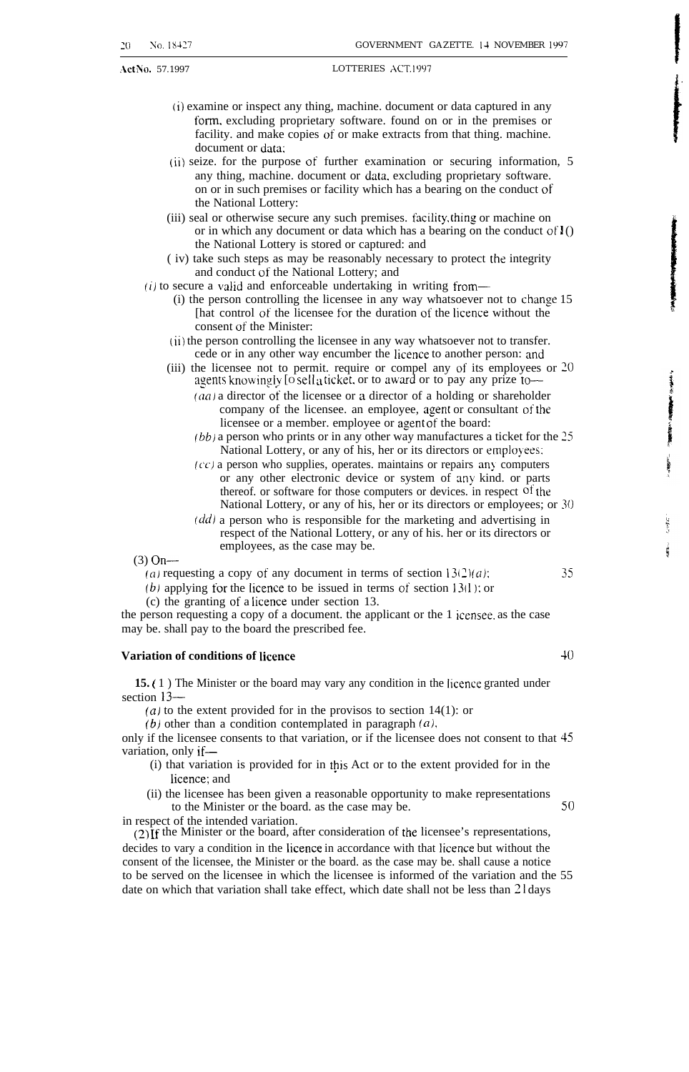(i) examine or inspect any thing, machine, document or data captured in any form, excluding proprietary software, found on or in the premises or facility, and make copies of or make extracts from that thing, machine, document or data;

(ii) seize, for the purpose of further examination or securing information, any thing, machine, document or data, excluding proprietary software, on or in such premises or facility which has a bearing on the conduct of the National Lottery;

(iii) seal or otherwise secure any such premises, facility, thing or machine on or in which any document or data which has a bearing on the conduct of the National Lottery is stored or captured; and

(iv) take such steps as may be reasonably necessary to protect the integrity and conduct of the National Lottery; and

*(i)* to secure a valid and enforceable undertaking in writing from—

(i) the person controlling the licensee in any way whatsoever not to change that control of the licensee for the duration of the licence without the consent of the Minister;

(ii) the person controlling the licensee in any way whatsoever not to transfer, cede or in any other way encumber the licence to another person; and

(iii) the licensee not to permit, require or compel any of its employees or agents knowingly to sell a ticket, or to award or to pay any prize to—

*(aa)* a director of the licensee or a director of a holding or shareholder company of the licensee, an employee, agent or consultant of the licensee or a member, employee or agent of the board;

*(bb)* a person who prints or in any other way manufactures a ticket for the National Lottery, or any of his, her or its directors or employees;

*(cc)* a person who supplies, operates, maintains or repairs any computers or any other electronic device or system of any kind, or parts thereof, or software for those computers or devices, in respect of the National Lottery, or any of his, her or its directors or employees; or

*(dd)* a person who is responsible for the marketing and advertising in respect of the National Lottery, or any of his, her or its directors or employees, as the case may be.

(3) On—

*(a)* requesting a copy of any document in terms of section 13(2)*(a)*;

*(b)* applying for the licence to be issued in terms of section 13(1); or

(c) the granting of a licence under section 13,

the person requesting a copy of a document, the applicant or the licensee, as the case may be, shall pay to the board the prescribed fee.

**Variation of conditions of licence**

**15.** (1) The Minister or the board may vary any condition in the licence granted under section 13—

*(a)* to the extent provided for in the provisos to section 14(1); or

*(b)* other than a condition contemplated in paragraph *(a)*,

only if the licensee consents to that variation, or if the licensee does not consent to that variation, only if—

(i) that variation is provided for in this Act or to the extent provided for in the licence; and

(ii) the licensee has been given a reasonable opportunity to make representations to the Minister or the board, as the case may be,

in respect of the intended variation.

(2) If the Minister or the board, after consideration of the licensee's representations, decides to vary a condition in the licence in accordance with that licence but without the consent of the licensee, the Minister or the board, as the case may be, shall cause a notice to be served on the licensee in which the licensee is informed of the variation and the date on which that variation shall take effect, which date shall not be less than 21 days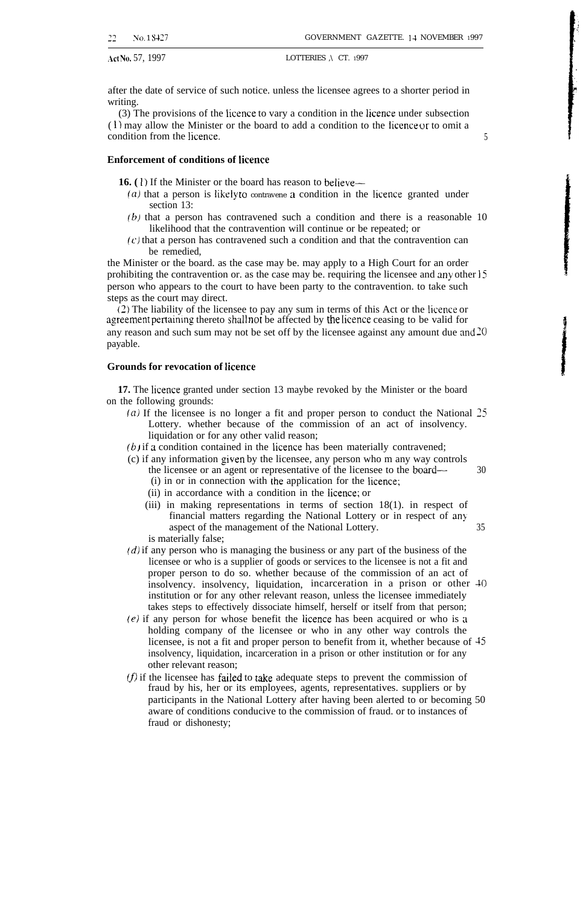after the date of service of such notice. unless the licensee agrees to a shorter period in writing.

(3) The provisions of the licence to vary a condition in the licence under subsection (1) may allow the Minister or the board to add a condition to the licence or to omit a condition from the licence.

**Enforcement of conditions of licence**

**16.** (1) If the Minister or the board has reason to believe—

*(a)* that a person is likely to contravene a condition in the licence granted under section 13:

*(b)* that a person has contravened such a condition and there is a reasonable likelihood that the contravention will continue or be repeated; or

*(c)* that a person has contravened such a condition and that the contravention can be remedied,

the Minister or the board. as the case may be. may apply to a High Court for an order prohibiting the contravention or. as the case may be. requiring the licensee and any other person who appears to the court to have been party to the contravention. to take such steps as the court may direct.

(2) The liability of the licensee to pay any sum in terms of this Act or the licence or agreement pertaining thereto shall not be affected by the licence ceasing to be valid for any reason and such sum may not be set off by the licensee against any amount due and payable.

**Grounds for revocation of licence**

**17.** The licence granted under section 13 maybe revoked by the Minister or the board on the following grounds:

*(a)* If the licensee is no longer a fit and proper person to conduct the National Lottery. whether because of the commission of an act of insolvency. liquidation or for any other valid reason;

*(b)* if a condition contained in the licence has been materially contravened;

(c) if any information given by the licensee, any person who m any way controls the licensee or an agent or representative of the licensee to the board—

(i) in or in connection with the application for the licence;

(ii) in accordance with a condition in the licence; or

(iii) in making representations in terms of section 18(1). in respect of financial matters regarding the National Lottery or in respect of any aspect of the management of the National Lottery.

is materially false;

*(d)* if any person who is managing the business or any part of the business of the licensee or who is a supplier of goods or services to the licensee is not a fit and proper person to do so. whether because of the commission of an act of insolvency. insolvency, liquidation, incarceration in a prison or other institution or for any other relevant reason, unless the licensee immediately takes steps to effectively dissociate himself, herself or itself from that person;

*(e)* if any person for whose benefit the licence has been acquired or who is a holding company of the licensee or who in any other way controls the licensee, is not a fit and proper person to benefit from it, whether because of insolvency, liquidation, incarceration in a prison or other institution or for any other relevant reason;

*(f)* if the licensee has failed to take adequate steps to prevent the commission of fraud by his, her or its employees, agents, representatives. suppliers or by participants in the National Lottery after having been alerted to or becoming aware of conditions conducive to the commission of fraud. or to instances of fraud or dishonesty;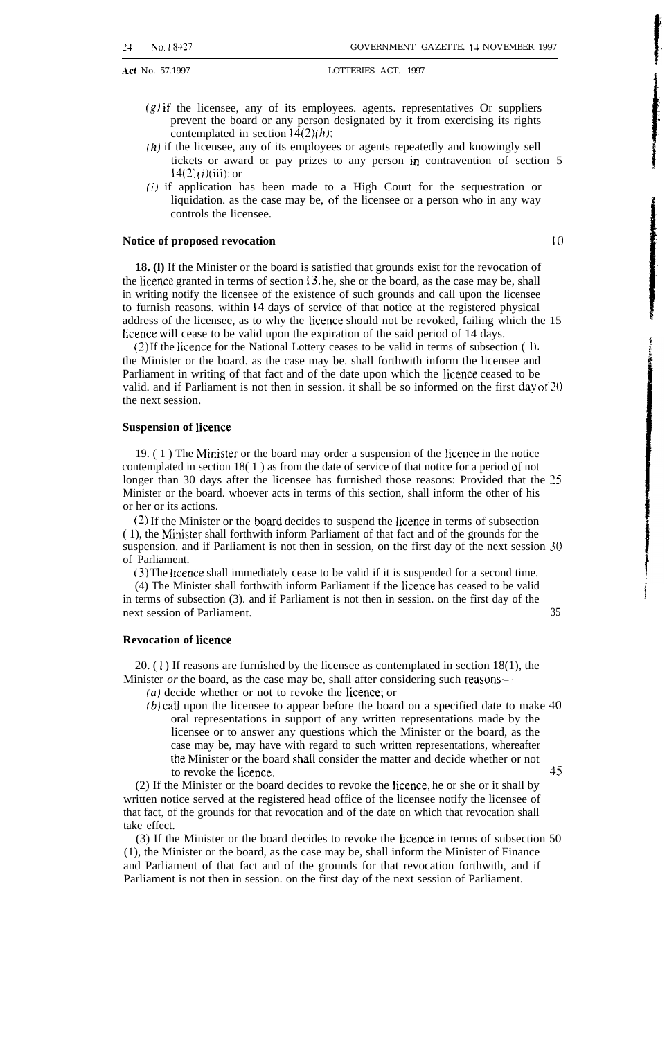(g) if the licensee, any of its employees. agents. representatives Or suppliers prevent the board or any person designated by it from exercising its rights contemplated in section 14(2)(h);

(h) if the licensee, any of its employees or agents repeatedly and knowingly sell tickets or award or pay prizes to any person in contravention of section 14(2)(i)(iii); or

(i) if application has been made to a High Court for the sequestration or liquidation. as the case may be, of the licensee or a person who in any way controls the licensee.

**Notice of proposed revocation**

**18. (l)** If the Minister or the board is satisfied that grounds exist for the revocation of the licence granted in terms of section 13, he, she or the board, as the case may be, shall in writing notify the licensee of the existence of such grounds and call upon the licensee to furnish reasons. within 14 days of service of that notice at the registered physical address of the licensee, as to why the licence should not be revoked, failing which the licence will cease to be valid upon the expiration of the said period of 14 days.

(2) If the licence for the National Lottery ceases to be valid in terms of subsection (1), the Minister or the board. as the case may be. shall forthwith inform the licensee and Parliament in writing of that fact and of the date upon which the licence ceased to be valid. and if Parliament is not then in session. it shall be so informed on the first day of the next session.

**Suspension of licence**

19. (1) The Minister or the board may order a suspension of the licence in the notice contemplated in section 18(1) as from the date of service of that notice for a period of not longer than 30 days after the licensee has furnished those reasons: Provided that the Minister or the board. whoever acts in terms of this section, shall inform the other of his or her or its actions.

(2) If the Minister or the board decides to suspend the licence in terms of subsection (1), the Minister shall forthwith inform Parliament of that fact and of the grounds for the suspension. and if Parliament is not then in session, on the first day of the next session of Parliament.

(3) The licence shall immediately cease to be valid if it is suspended for a second time.

(4) The Minister shall forthwith inform Parliament if the licence has ceased to be valid in terms of subsection (3). and if Parliament is not then in session. on the first day of the next session of Parliament.

**Revocation of licence**

20. (1) If reasons are furnished by the licensee as contemplated in section 18(1), the Minister *or* the board, as the case may be, shall after considering such reasons—

(a) decide whether or not to revoke the licence; or

(b) call upon the licensee to appear before the board on a specified date to make oral representations in support of any written representations made by the licensee or to answer any questions which the Minister or the board, as the case may be, may have with regard to such written representations, whereafter the Minister or the board shall consider the matter and decide whether or not to revoke the licence.

(2) If the Minister or the board decides to revoke the licence, he or she or it shall by written notice served at the registered head office of the licensee notify the licensee of that fact, of the grounds for that revocation and of the date on which that revocation shall take effect.

(3) If the Minister or the board decides to revoke the licence in terms of subsection (1), the Minister or the board, as the case may be, shall inform the Minister of Finance and Parliament of that fact and of the grounds for that revocation forthwith, and if Parliament is not then in session. on the first day of the next session of Parliament.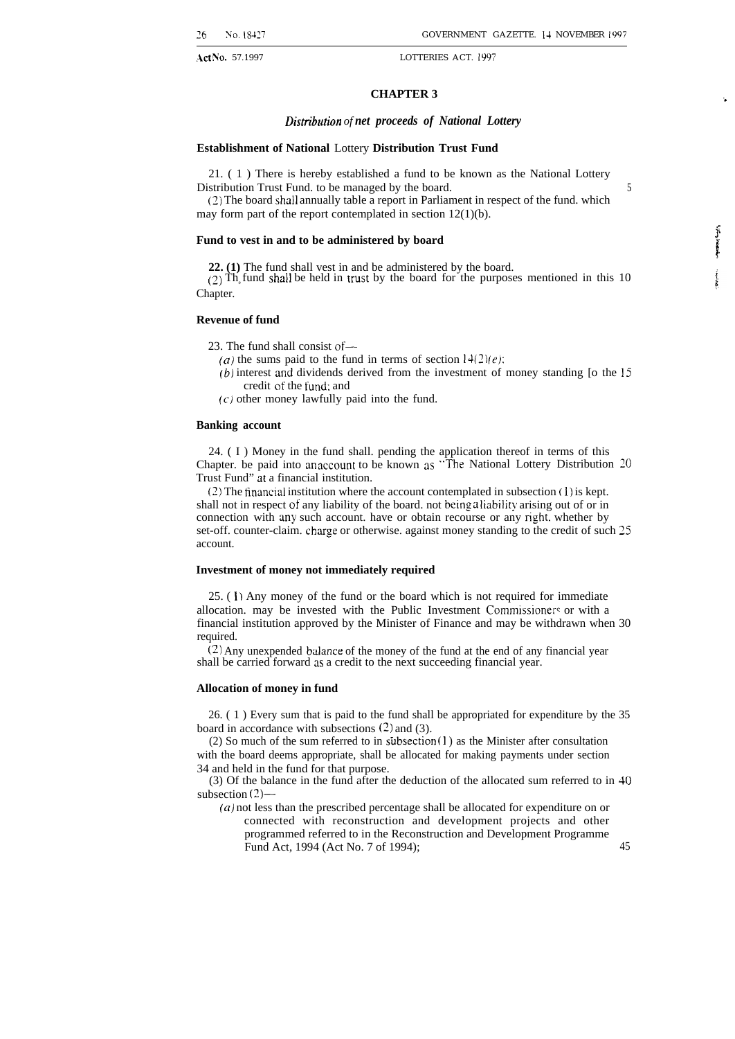## CHAPTER 3

### *Distribution of net proceeds of National Lottery*

**Establishment of National Lottery Distribution Trust Fund**

21. (1) There is hereby established a fund to be known as the National Lottery Distribution Trust Fund. to be managed by the board.

(2) The board shall annually table a report in Parliament in respect of the fund. which may form part of the report contemplated in section 12(1)(b).

**Fund to vest in and to be administered by board**

**22. (1)** The fund shall vest in and be administered by the board.

(2) The fund shall be held in trust by the board for the purposes mentioned in this Chapter.

**Revenue of fund**

23. The fund shall consist of—

*(a)* the sums paid to the fund in terms of section 14(2)*(e)*;

*(b)* interest and dividends derived from the investment of money standing to the credit of the fund; and

*(c)* other money lawfully paid into the fund.

**Banking account**

24. (1) Money in the fund shall. pending the application thereof in terms of this Chapter. be paid into an account to be known as "The National Lottery Distribution Trust Fund" at a financial institution.

(2) The financial institution where the account contemplated in subsection (1) is kept. shall not in respect of any liability of the board. not being a liability arising out of or in connection with any such account. have or obtain recourse or any right. whether by set-off. counter-claim. charge or otherwise. against money standing to the credit of such account.

**Investment of money not immediately required**

25. (1) Any money of the fund or the board which is not required for immediate allocation. may be invested with the Public Investment Commissioners or with a financial institution approved by the Minister of Finance and may be withdrawn when required.

(2) Any unexpended balance of the money of the fund at the end of any financial year shall be carried forward as a credit to the next succeeding financial year.

**Allocation of money in fund**

26. (1) Every sum that is paid to the fund shall be appropriated for expenditure by the board in accordance with subsections (2) and (3).

(2) So much of the sum referred to in subsection (1) as the Minister after consultation with the board deems appropriate, shall be allocated for making payments under section 34 and held in the fund for that purpose.

(3) Of the balance in the fund after the deduction of the allocated sum referred to in subsection (2)—

*(a)* not less than the prescribed percentage shall be allocated for expenditure on or connected with reconstruction and development projects and other programmed referred to in the Reconstruction and Development Programme Fund Act, 1994 (Act No. 7 of 1994);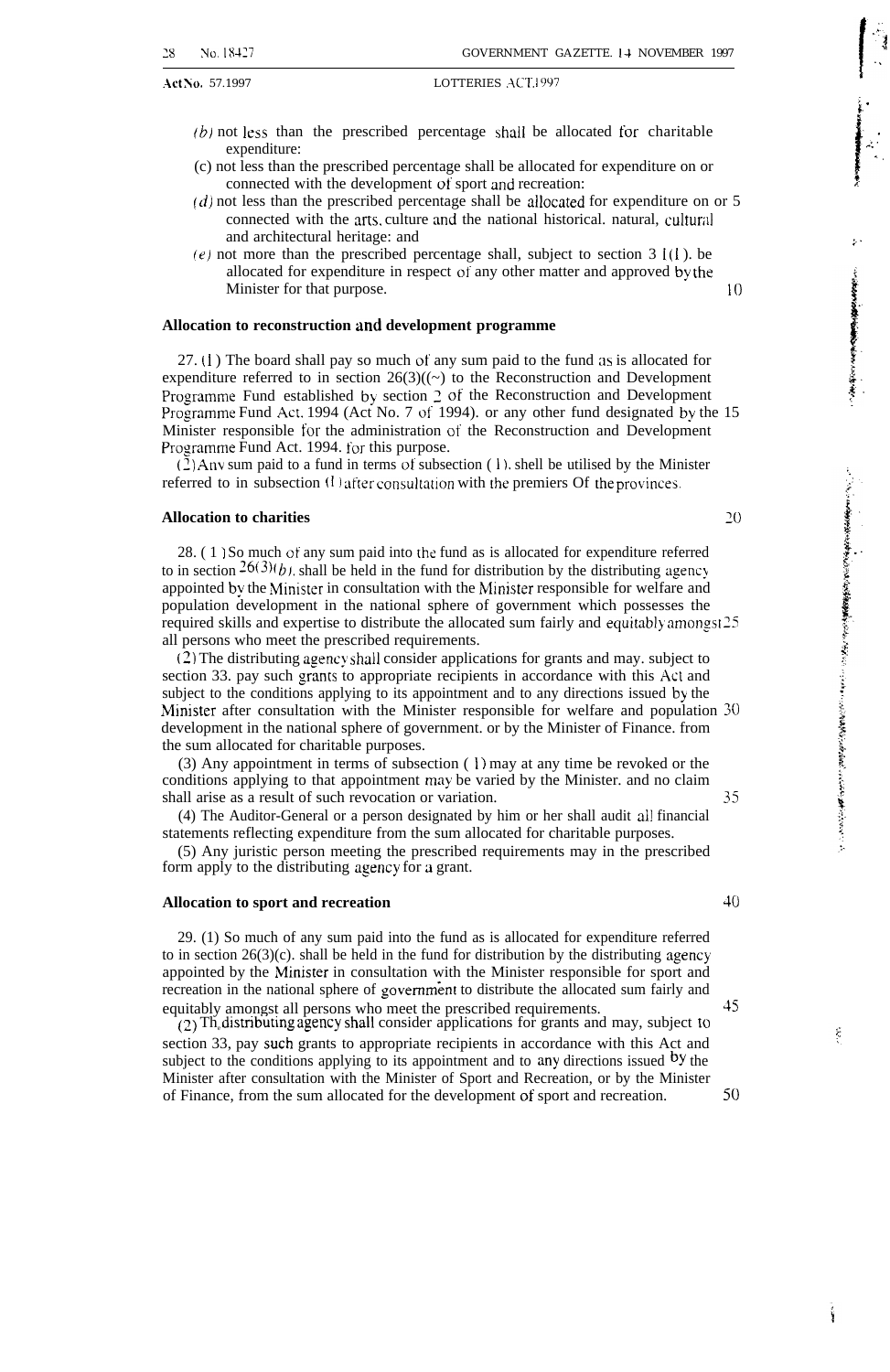(*b*) not less than the prescribed percentage shall be allocated for charitable expenditure:

(c) not less than the prescribed percentage shall be allocated for expenditure on or connected with the development of sport and recreation:

(*d*) not less than the prescribed percentage shall be allocated for expenditure on or connected with the arts, culture and the national historical, natural, cultural and architectural heritage: and

(*e*) not more than the prescribed percentage shall, subject to section 3 1(1). be allocated for expenditure in respect of any other matter and approved by the Minister for that purpose.

**Allocation to reconstruction and development programme**

27. (1) The board shall pay so much of any sum paid to the fund as is allocated for expenditure referred to in section 26(3)(~) to the Reconstruction and Development Programme Fund established by section 2 of the Reconstruction and Development Programme Fund Act, 1994 (Act No. 7 of 1994). or any other fund designated by the Minister responsible for the administration of the Reconstruction and Development Programme Fund Act. 1994. for this purpose.

(2) Any sum paid to a fund in terms of subsection (1). shell be utilised by the Minister referred to in subsection (1) after consultation with the premiers Of the provinces.

**Allocation to charities**

28. (1) So much of any sum paid into the fund as is allocated for expenditure referred to in section 26(3)(*b*), shall be held in the fund for distribution by the distributing agency appointed by the Minister in consultation with the Minister responsible for welfare and population development in the national sphere of government which possesses the required skills and expertise to distribute the allocated sum fairly and equitably amongst all persons who meet the prescribed requirements.

(2) The distributing agency shall consider applications for grants and may. subject to section 33. pay such grants to appropriate recipients in accordance with this Act and subject to the conditions applying to its appointment and to any directions issued by the Minister after consultation with the Minister responsible for welfare and population development in the national sphere of government. or by the Minister of Finance. from the sum allocated for charitable purposes.

(3) Any appointment in terms of subsection (1) may at any time be revoked or the conditions applying to that appointment may be varied by the Minister. and no claim shall arise as a result of such revocation or variation.

(4) The Auditor-General or a person designated by him or her shall audit all financial statements reflecting expenditure from the sum allocated for charitable purposes.

(5) Any juristic person meeting the prescribed requirements may in the prescribed form apply to the distributing agency for a grant.

**Allocation to sport and recreation**

29. (1) So much of any sum paid into the fund as is allocated for expenditure referred to in section 26(3)(c). shall be held in the fund for distribution by the distributing agency appointed by the Minister in consultation with the Minister responsible for sport and recreation in the national sphere of government to distribute the allocated sum fairly and equitably amongst all persons who meet the prescribed requirements.

(2) The distributing agency shall consider applications for grants and may, subject to section 33, pay such grants to appropriate recipients in accordance with this Act and subject to the conditions applying to its appointment and to any directions issued by the Minister after consultation with the Minister of Sport and Recreation, or by the Minister of Finance, from the sum allocated for the development of sport and recreation.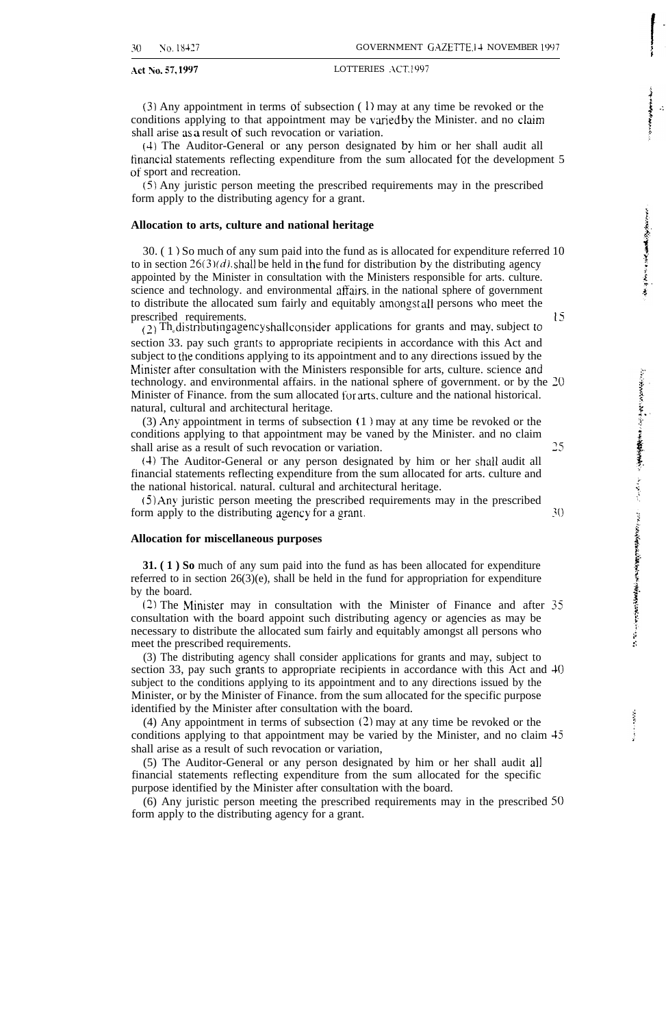(3) Any appointment in terms of subsection (1) may at any time be revoked or the conditions applying to that appointment may be varied by the Minister. and no claim shall arise as a result of such revocation or variation.

(4) The Auditor-General or any person designated by him or her shall audit all financial statements reflecting expenditure from the sum allocated for the development of sport and recreation.

(5) Any juristic person meeting the prescribed requirements may in the prescribed form apply to the distributing agency for a grant.

**Allocation to arts, culture and national heritage**

30. (1) So much of any sum paid into the fund as is allocated for expenditure referred to in section 26(3)*(d)*, shall be held in the fund for distribution by the distributing agency appointed by the Minister in consultation with the Ministers responsible for arts. culture. science and technology. and environmental affairs. in the national sphere of government to distribute the allocated sum fairly and equitably amongst all persons who meet the prescribed requirements.

(2) The distributing agency shall consider applications for grants and may, subject to section 33. pay such grants to appropriate recipients in accordance with this Act and subject to the conditions applying to its appointment and to any directions issued by the Minister after consultation with the Ministers responsible for arts, culture. science and technology. and environmental affairs. in the national sphere of government. or by the Minister of Finance. from the sum allocated for arts. culture and the national historical. natural, cultural and architectural heritage.

(3) Any appointment in terms of subsection (1) may at any time be revoked or the conditions applying to that appointment may be vaned by the Minister. and no claim shall arise as a result of such revocation or variation.

(4) The Auditor-General or any person designated by him or her shall audit all financial statements reflecting expenditure from the sum allocated for arts. culture and the national historical. natural. cultural and architectural heritage.

(5) Any juristic person meeting the prescribed requirements may in the prescribed form apply to the distributing agency for a grant.

**Allocation for miscellaneous purposes**

**31. (1) So** much of any sum paid into the fund as has been allocated for expenditure referred to in section 26(3)(e), shall be held in the fund for appropriation for expenditure by the board.

(2) The Minister may in consultation with the Minister of Finance and after consultation with the board appoint such distributing agency or agencies as may be necessary to distribute the allocated sum fairly and equitably amongst all persons who meet the prescribed requirements.

(3) The distributing agency shall consider applications for grants and may, subject to section 33, pay such grants to appropriate recipients in accordance with this Act and subject to the conditions applying to its appointment and to any directions issued by the Minister, or by the Minister of Finance. from the sum allocated for the specific purpose identified by the Minister after consultation with the board.

(4) Any appointment in terms of subsection (2) may at any time be revoked or the conditions applying to that appointment may be varied by the Minister, and no claim shall arise as a result of such revocation or variation,

(5) The Auditor-General or any person designated by him or her shall audit all financial statements reflecting expenditure from the sum allocated for the specific purpose identified by the Minister after consultation with the board.

(6) Any juristic person meeting the prescribed requirements may in the prescribed form apply to the distributing agency for a grant.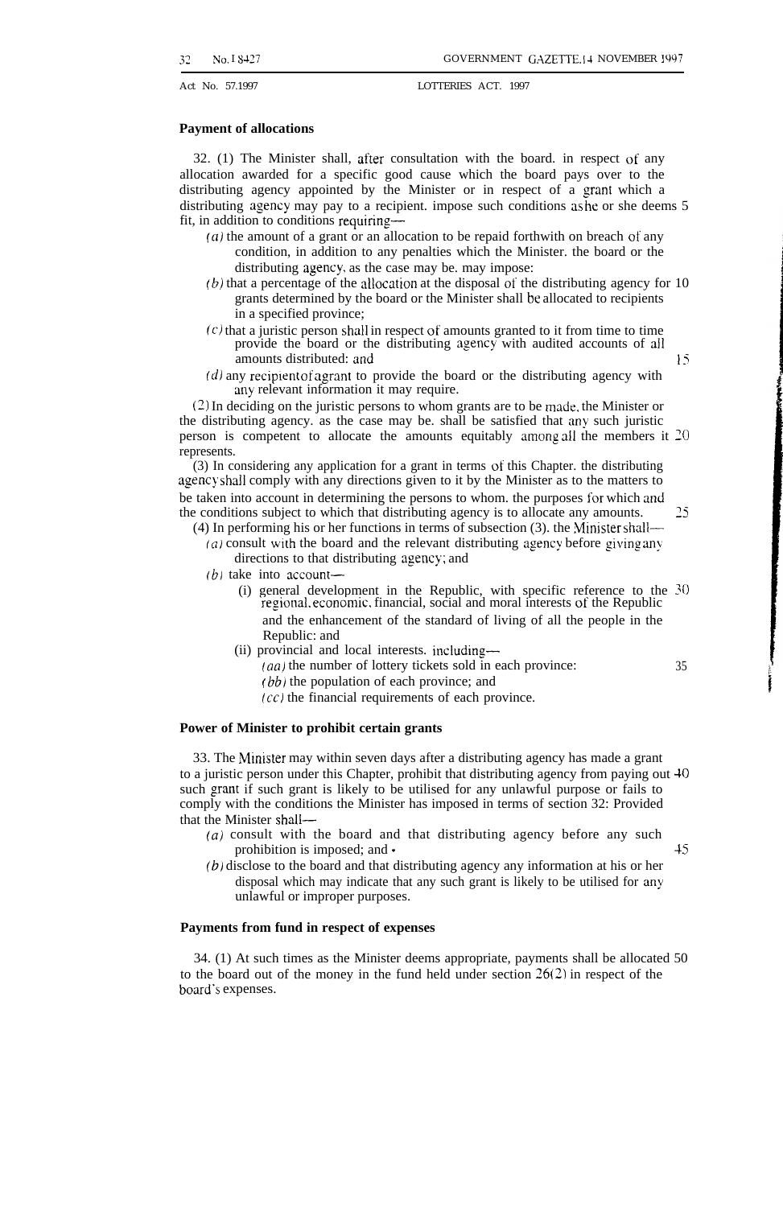**Payment of allocations**

32. (1) The Minister shall, after consultation with the board, in respect of any allocation awarded for a specific good cause which the board pays over to the distributing agency appointed by the Minister or in respect of a grant which a distributing agency may pay to a recipient, impose such conditions as he or she deems fit, in addition to conditions requiring—

(a) the amount of a grant or an allocation to be repaid forthwith on breach of any condition, in addition to any penalties which the Minister, the board or the distributing agency, as the case may be, may impose;

(b) that a percentage of the allocation at the disposal of the distributing agency for grants determined by the board or the Minister shall be allocated to recipients in a specified province;

(c) that a juristic person shall in respect of amounts granted to it from time to time provide the board or the distributing agency with audited accounts of all amounts distributed; and

(d) any recipient of a grant to provide the board or the distributing agency with any relevant information it may require.

(2) In deciding on the juristic persons to whom grants are to be made, the Minister or the distributing agency, as the case may be, shall be satisfied that any such juristic person is competent to allocate the amounts equitably among all the members it represents.

(3) In considering any application for a grant in terms of this Chapter, the distributing agency shall comply with any directions given to it by the Minister as to the matters to be taken into account in determining the persons to whom, the purposes for which and the conditions subject to which that distributing agency is to allocate any amounts.

(4) In performing his or her functions in terms of subsection (3), the Minister shall—

(a) consult with the board and the relevant distributing agency before giving any directions to that distributing agency; and

(b) take into account—

(i) general development in the Republic, with specific reference to the regional, economic, financial, social and moral interests of the Republic and the enhancement of the standard of living of all the people in the Republic; and

(ii) provincial and local interests, including—

(aa) the number of lottery tickets sold in each province;

(bb) the population of each province; and

(cc) the financial requirements of each province.

**Power of Minister to prohibit certain grants**

33. The Minister may within seven days after a distributing agency has made a grant to a juristic person under this Chapter, prohibit that distributing agency from paying out such grant if such grant is likely to be utilised for any unlawful purpose or fails to comply with the conditions the Minister has imposed in terms of section 32: Provided that the Minister shall—

(a) consult with the board and that distributing agency before any such prohibition is imposed; and

(b) disclose to the board and that distributing agency any information at his or her disposal which may indicate that any such grant is likely to be utilised for any unlawful or improper purposes.

**Payments from fund in respect of expenses**

34. (1) At such times as the Minister deems appropriate, payments shall be allocated to the board out of the money in the fund held under section 26(2) in respect of the board's expenses.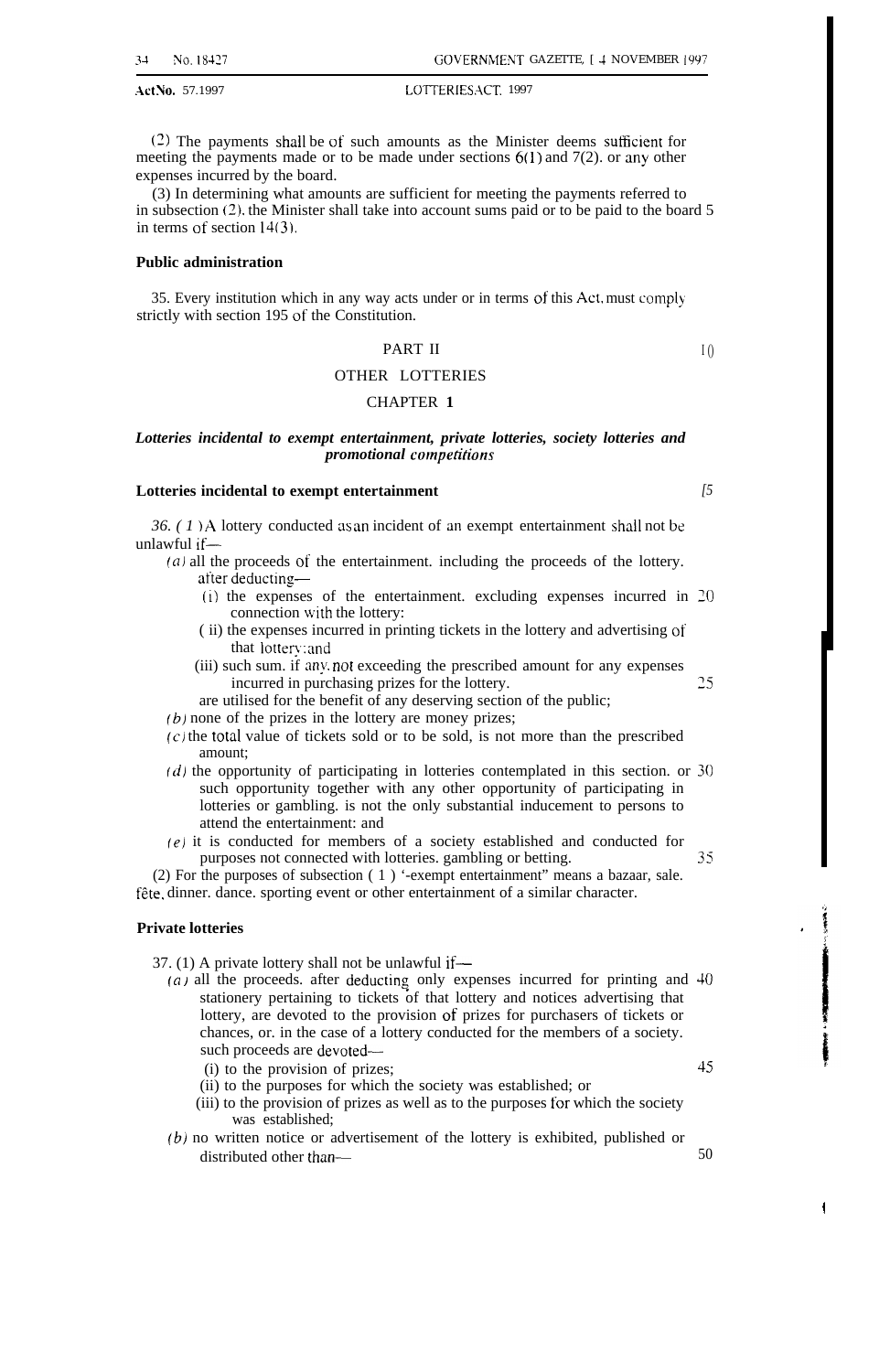(2) The payments shall be of such amounts as the Minister deems sufficient for meeting the payments made or to be made under sections 6(1) and 7(2). or any other expenses incurred by the board.

(3) In determining what amounts are sufficient for meeting the payments referred to in subsection (2). the Minister shall take into account sums paid or to be paid to the board in terms of section 14(3).

**Public administration**

35. Every institution which in any way acts under or in terms of this Act. must comply strictly with section 195 of the Constitution.

PART II

OTHER LOTTERIES

CHAPTER **1**

***Lotteries incidental to exempt entertainment, private lotteries, society lotteries and promotional competitions***

**Lotteries incidental to exempt entertainment**

*36. (1)* A lottery conducted as an incident of an exempt entertainment shall not be unlawful if—

*(a)* all the proceeds of the entertainment. including the proceeds of the lottery. after deducting—
   (i) the expenses of the entertainment. excluding expenses incurred in connection with the lottery:
   (ii) the expenses incurred in printing tickets in the lottery and advertising of that lottery: and
   (iii) such sum. if any. not exceeding the prescribed amount for any expenses incurred in purchasing prizes for the lottery.
   are utilised for the benefit of any deserving section of the public;

*(b)* none of the prizes in the lottery are money prizes;

*(c)* the total value of tickets sold or to be sold, is not more than the prescribed amount;

*(d)* the opportunity of participating in lotteries contemplated in this section. or such opportunity together with any other opportunity of participating in lotteries or gambling. is not the only substantial inducement to persons to attend the entertainment: and

*(e)* it is conducted for members of a society established and conducted for purposes not connected with lotteries. gambling or betting.

(2) For the purposes of subsection (1) '-exempt entertainment" means a bazaar, sale. fête, dinner. dance. sporting event or other entertainment of a similar character.

**Private lotteries**

37. (1) A private lottery shall not be unlawful if—

*(a)* all the proceeds. after deducting only expenses incurred for printing and stationery pertaining to tickets of that lottery and notices advertising that lottery, are devoted to the provision of prizes for purchasers of tickets or chances, or. in the case of a lottery conducted for the members of a society. such proceeds are devoted—
   (i) to the provision of prizes;
   (ii) to the purposes for which the society was established; or
   (iii) to the provision of prizes as well as to the purposes for which the society was established;

*(b)* no written notice or advertisement of the lottery is exhibited, published or distributed other than—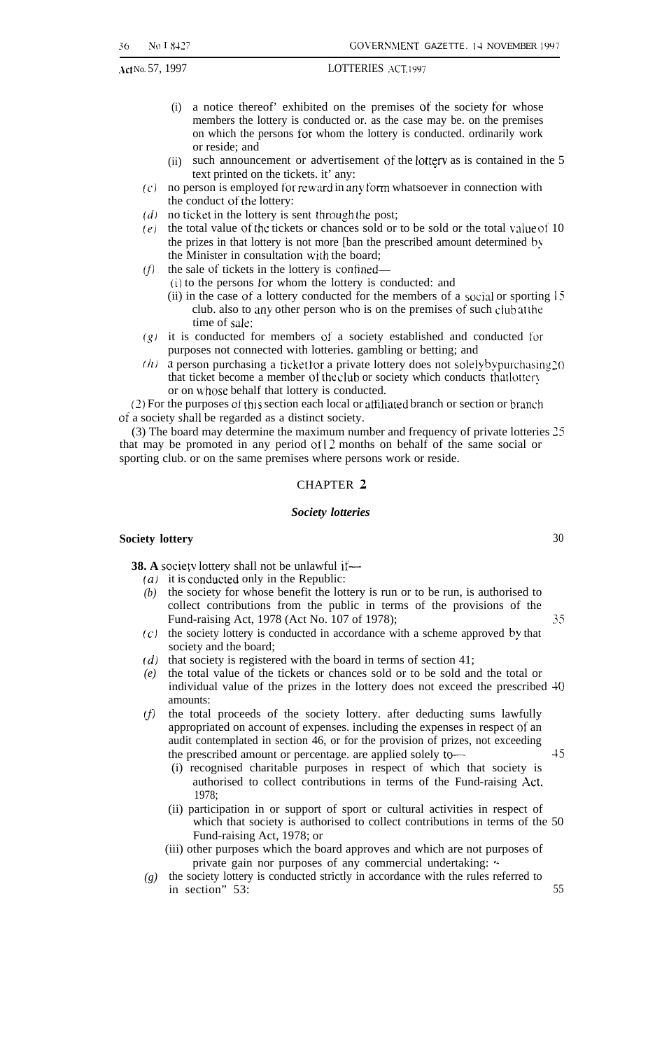(i) a notice thereof' exhibited on the premises of the society for whose members the lottery is conducted or. as the case may be. on the premises on which the persons for whom the lottery is conducted. ordinarily work or reside; and

(ii) such announcement or advertisement of the lottery as is contained in the text printed on the tickets. it' any:

(c) no person is employed for reward in any form whatsoever in connection with the conduct of the lottery:

(d) no ticket in the lottery is sent through the post;

(e) the total value of the tickets or chances sold or to be sold or the total value of the prizes in that lottery is not more [ban the prescribed amount determined by the Minister in consultation with the board;

(f) the sale of tickets in the lottery is confined—

(i) to the persons for whom the lottery is conducted: and

(ii) in the case of a lottery conducted for the members of a social or sporting club. also to any other person who is on the premises of such club at the time of sale:

(g) it is conducted for members of a society established and conducted for purposes not connected with lotteries. gambling or betting; and

(h) a person purchasing a ticket for a private lottery does not solely by purchasing that ticket become a member of the club or society which conducts that lottery or on whose behalf that lottery is conducted.

(2) For the purposes of this section each local or affiliated branch or section or branch of a society shall be regarded as a distinct society.

(3) The board may determine the maximum number and frequency of private lotteries that may be promoted in any period of 12 months on behalf of the same social or sporting club. or on the same premises where persons work or reside.

## CHAPTER 2

### *Society lotteries*

**Society lottery**

**38. A** society lottery shall not be unlawful if—

(a) it is conducted only in the Republic:

(b) the society for whose benefit the lottery is run or to be run, is authorised to collect contributions from the public in terms of the provisions of the Fund-raising Act, 1978 (Act No. 107 of 1978);

(c) the society lottery is conducted in accordance with a scheme approved by that society and the board;

(d) that society is registered with the board in terms of section 41;

(e) the total value of the tickets or chances sold or to be sold and the total or individual value of the prizes in the lottery does not exceed the prescribed amounts:

(f) the total proceeds of the society lottery. after deducting sums lawfully appropriated on account of expenses. including the expenses in respect of an audit contemplated in section 46, or for the provision of prizes, not exceeding the prescribed amount or percentage. are applied solely to—

(i) recognised charitable purposes in respect of which that society is authorised to collect contributions in terms of the Fund-raising Act, 1978;

(ii) participation in or support of sport or cultural activities in respect of which that society is authorised to collect contributions in terms of the Fund-raising Act, 1978; or

(iii) other purposes which the board approves and which are not purposes of private gain nor purposes of any commercial undertaking:

(g) the society lottery is conducted strictly in accordance with the rules referred to in section" 53: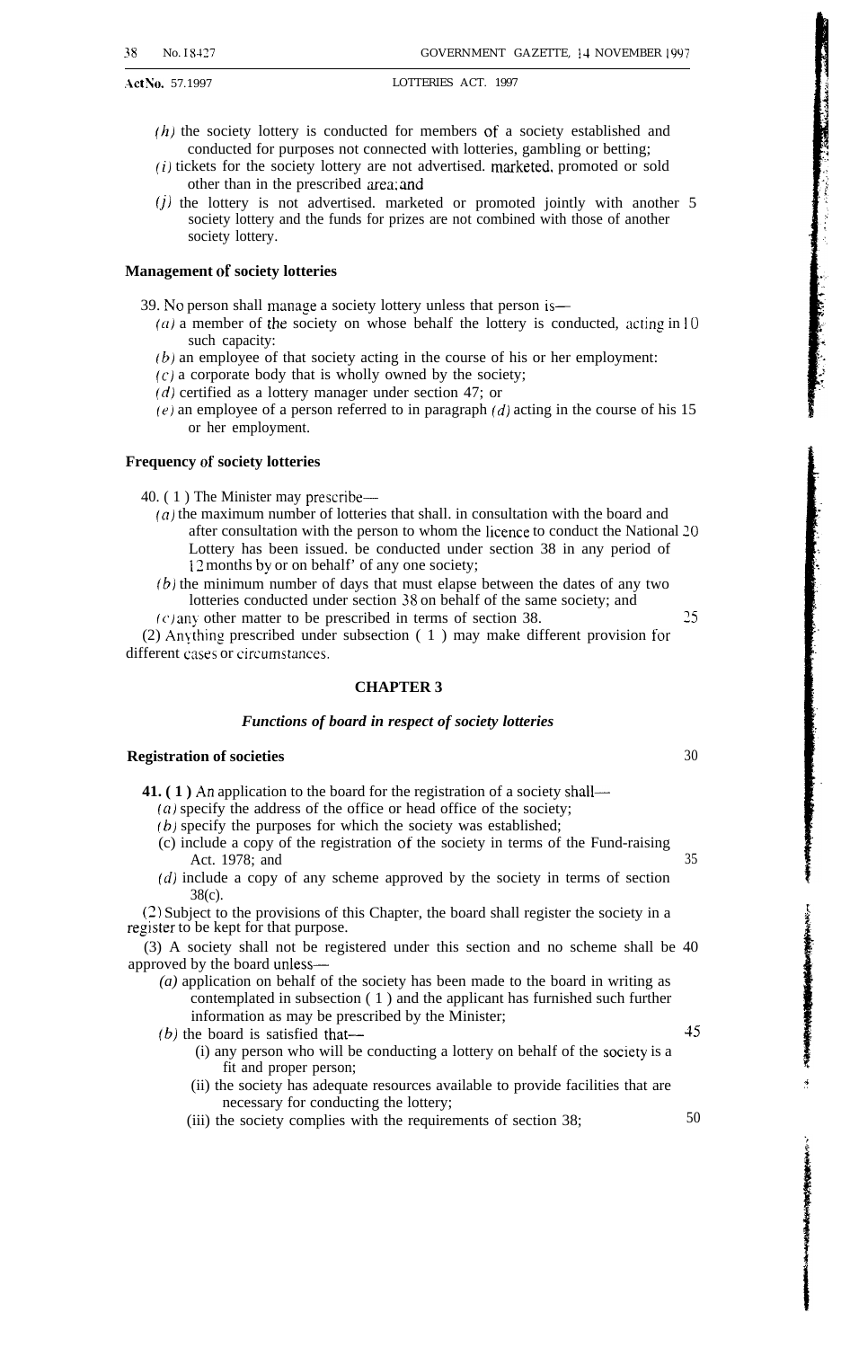(h) the society lottery is conducted for members of a society established and conducted for purposes not connected with lotteries, gambling or betting;

(i) tickets for the society lottery are not advertised. marketed. promoted or sold other than in the prescribed area; and

(j) the lottery is not advertised. marketed or promoted jointly with another society lottery and the funds for prizes are not combined with those of another society lottery.

**Management of society lotteries**

39. No person shall manage a society lottery unless that person is—

(a) a member of the society on whose behalf the lottery is conducted, acting in such capacity:

(b) an employee of that society acting in the course of his or her employment:

(c) a corporate body that is wholly owned by the society;

(d) certified as a lottery manager under section 47; or

(e) an employee of a person referred to in paragraph (d) acting in the course of his or her employment.

**Frequency of society lotteries**

40. (1) The Minister may prescribe—

(a) the maximum number of lotteries that shall. in consultation with the board and after consultation with the person to whom the licence to conduct the National Lottery has been issued. be conducted under section 38 in any period of 12 months by or on behalf' of any one society;

(b) the minimum number of days that must elapse between the dates of any two lotteries conducted under section 38 on behalf of the same society; and

(c) any other matter to be prescribed in terms of section 38.

(2) Anything prescribed under subsection (1) may make different provision for different cases or circumstances.

## CHAPTER 3

### *Functions of board in respect of society lotteries*

**Registration of societies**

**41. (1)** An application to the board for the registration of a society shall—

(a) specify the address of the office or head office of the society;

(b) specify the purposes for which the society was established;

(c) include a copy of the registration of the society in terms of the Fund-raising Act. 1978; and

(d) include a copy of any scheme approved by the society in terms of section 38(c).

(2) Subject to the provisions of this Chapter, the board shall register the society in a register to be kept for that purpose.

(3) A society shall not be registered under this section and no scheme shall be approved by the board unless—

(a) application on behalf of the society has been made to the board in writing as contemplated in subsection (1) and the applicant has furnished such further information as may be prescribed by the Minister;

(b) the board is satisfied that—

(i) any person who will be conducting a lottery on behalf of the society is a fit and proper person;

(ii) the society has adequate resources available to provide facilities that are necessary for conducting the lottery;

(iii) the society complies with the requirements of section 38;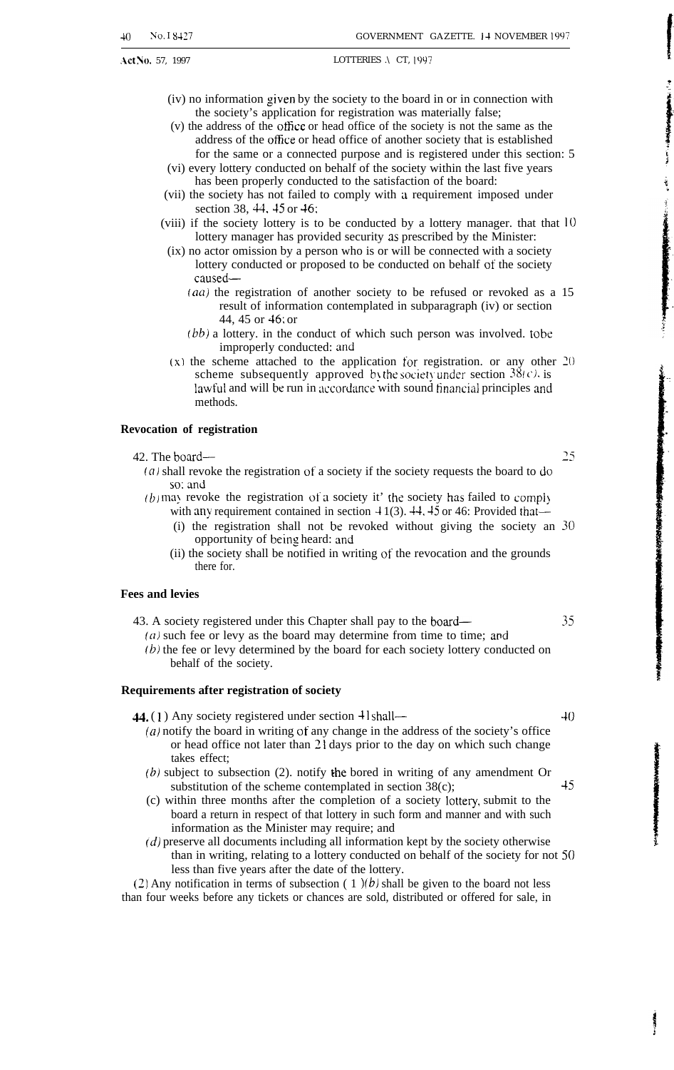(iv) no information given by the society to the board in or in connection with the society's application for registration was materially false;

(v) the address of the office or head office of the society is not the same as the address of the office or head office of another society that is established for the same or a connected purpose and is registered under this section:

(vi) every lottery conducted on behalf of the society within the last five years has been properly conducted to the satisfaction of the board:

(vii) the society has not failed to comply with a requirement imposed under section 38, 44, 45 or 46;

(viii) if the society lottery is to be conducted by a lottery manager. that that lottery manager has provided security as prescribed by the Minister:

(ix) no actor omission by a person who is or will be connected with a society lottery conducted or proposed to be conducted on behalf of the society caused—

*(aa)* the registration of another society to be refused or revoked as a result of information contemplated in subparagraph (iv) or section 44, 45 or 46; or

*(bb)* a lottery. in the conduct of which such person was involved. tobe improperly conducted: and

(x) the scheme attached to the application for registration. or any other scheme subsequently approved by the society under section 38*(c)*. is lawful and will be run in accordance with sound financial principles and methods.

**Revocation of registration**

42. The board—

*(a)* shall revoke the registration of a society if the society requests the board to do so: and

*(b)* may revoke the registration of a society it' the society has failed to comply with any requirement contained in section 41(3). 44. 45 or 46: Provided that—

(i) the registration shall not be revoked without giving the society an opportunity of being heard: and

(ii) the society shall be notified in writing of the revocation and the grounds there for.

**Fees and levies**

43. A society registered under this Chapter shall pay to the board—

*(a)* such fee or levy as the board may determine from time to time; and

*(b)* the fee or levy determined by the board for each society lottery conducted on behalf of the society.

**Requirements after registration of society**

**44.** (1) Any society registered under section 41 shall—

*(a)* notify the board in writing of any change in the address of the society's office or head office not later than 21 days prior to the day on which such change takes effect;

*(b)* subject to subsection (2). notify the bored in writing of any amendment Or substitution of the scheme contemplated in section 38(c);

(c) within three months after the completion of a society lottery, submit to the board a return in respect of that lottery in such form and manner and with such information as the Minister may require; and

*(d)* preserve all documents including all information kept by the society otherwise than in writing, relating to a lottery conducted on behalf of the society for not less than five years after the date of the lottery.

(2) Any notification in terms of subsection (1)*(b)* shall be given to the board not less than four weeks before any tickets or chances are sold, distributed or offered for sale, in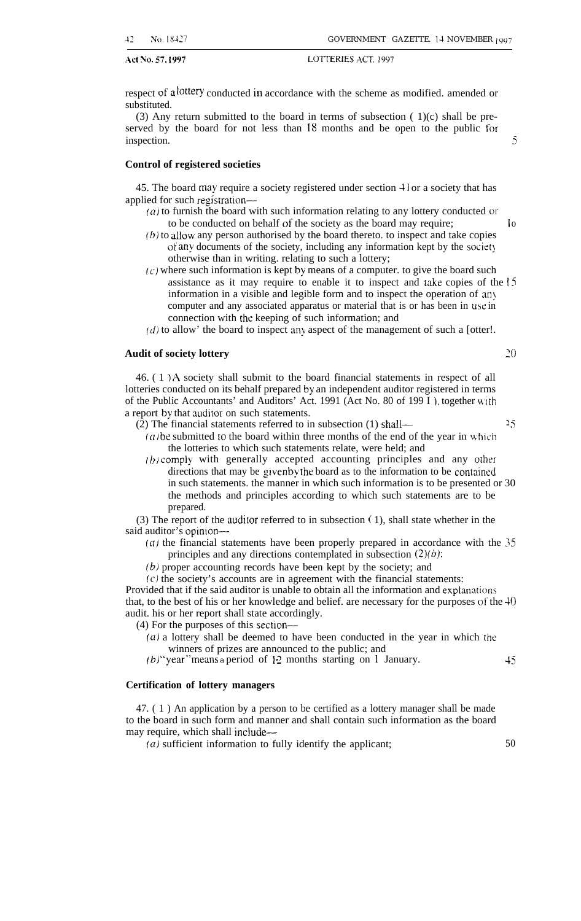respect of a lottery conducted in accordance with the scheme as modified. amended or substituted.

(3) Any return submitted to the board in terms of subsection (1)(c) shall be preserved by the board for not less than 18 months and be open to the public for inspection.

**Control of registered societies**

45. The board may require a society registered under section 41 or a society that has applied for such registration—

*(a)* to furnish the board with such information relating to any lottery conducted or to be conducted on behalf of the society as the board may require;

*(b)* to allow any person authorised by the board thereto. to inspect and take copies of any documents of the society, including any information kept by the society otherwise than in writing. relating to such a lottery;

*(c)* where such information is kept by means of a computer. to give the board such assistance as it may require to enable it to inspect and take copies of the information in a visible and legible form and to inspect the operation of any computer and any associated apparatus or material that is or has been in use in connection with the keeping of such information; and

*(d)* to allow' the board to inspect any aspect of the management of such a [otter!.

**Audit of society lottery**

46. (1) A society shall submit to the board financial statements in respect of all lotteries conducted on its behalf prepared by an independent auditor registered in terms of the Public Accountants' and Auditors' Act. 1991 (Act No. 80 of 1991), together with a report by that auditor on such statements.

(2) The financial statements referred to in subsection (1) shall—

*(a)* be submitted to the board within three months of the end of the year in which the lotteries to which such statements relate, were held; and

*(b)* comply with generally accepted accounting principles and any other directions that may be given by the board as to the information to be contained in such statements. the manner in which such information is to be presented or the methods and principles according to which such statements are to be prepared.

(3) The report of the auditor referred to in subsection (1), shall state whether in the said auditor's opinion—

*(a)* the financial statements have been properly prepared in accordance with the principles and any directions contemplated in subsection (2)*(b)*;

*(b)* proper accounting records have been kept by the society; and

*(c)* the society's accounts are in agreement with the financial statements:

Provided that if the said auditor is unable to obtain all the information and explanations that, to the best of his or her knowledge and belief. are necessary for the purposes of the audit. his or her report shall state accordingly.

(4) For the purposes of this section—

*(a)* a lottery shall be deemed to have been conducted in the year in which the winners of prizes are announced to the public; and

*(b)* "year" means a period of 12 months starting on 1 January.

**Certification of lottery managers**

47. (1) An application by a person to be certified as a lottery manager shall be made to the board in such form and manner and shall contain such information as the board may require, which shall include—

*(a)* sufficient information to fully identify the applicant;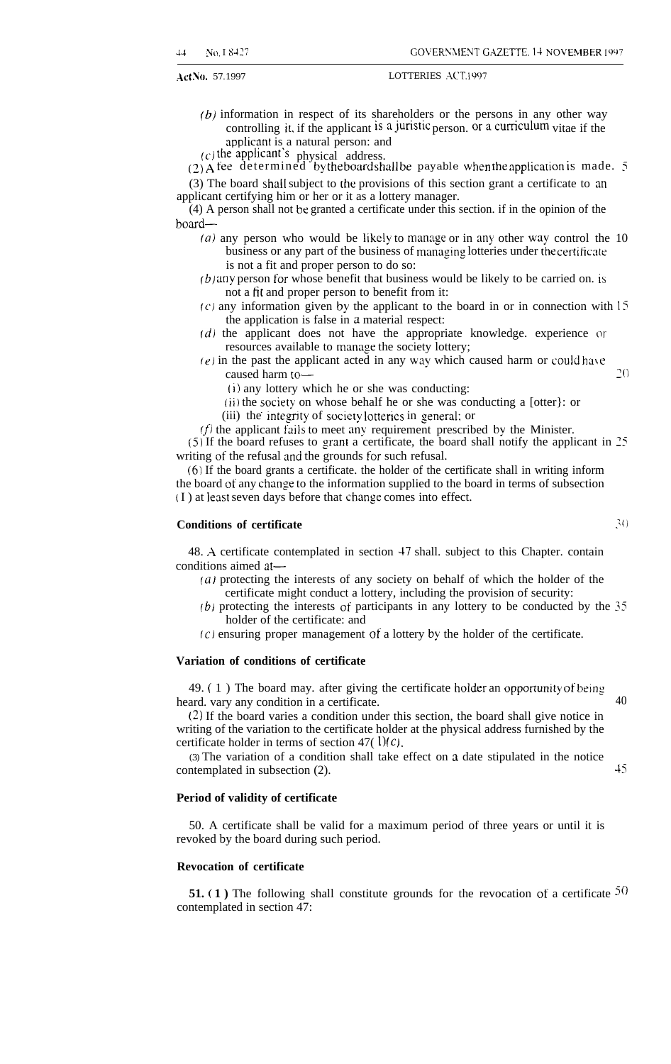(b) information in respect of its shareholders or the persons in any other way controlling it, if the applicant is a juristic person, or a curriculum vitae if the applicant is a natural person: and

(c) the applicant's physical address.

(2) A fee determined by the board shall be payable when the application is made.

(3) The board shall subject to the provisions of this section grant a certificate to an applicant certifying him or her or it as a lottery manager.

(4) A person shall not be granted a certificate under this section, if in the opinion of the board—

(a) any person who would be likely to manage or in any other way control the business or any part of the business of managing lotteries under the certificate is not a fit and proper person to do so:

(b) any person for whose benefit that business would be likely to be carried on, is not a fit and proper person to benefit from it:

(c) any information given by the applicant to the board in or in connection with the application is false in a material respect:

(d) the applicant does not have the appropriate knowledge, experience or resources available to manage the society lottery;

(e) in the past the applicant acted in any way which caused harm or could have caused harm to—

(i) any lottery which he or she was conducting:

(ii) the society on whose behalf he or she was conducting a [otter}: or

(iii) the integrity of society lotteries in general; or

(f) the applicant fails to meet any requirement prescribed by the Minister.

(5) If the board refuses to grant a certificate, the board shall notify the applicant in writing of the refusal and the grounds for such refusal.

(6) If the board grants a certificate, the holder of the certificate shall in writing inform the board of any change to the information supplied to the board in terms of subsection (1) at least seven days before that change comes into effect.

**Conditions of certificate**

48. A certificate contemplated in section 47 shall, subject to this Chapter, contain conditions aimed at—

(a) protecting the interests of any society on behalf of which the holder of the certificate might conduct a lottery, including the provision of security:

(b) protecting the interests of participants in any lottery to be conducted by the holder of the certificate: and

(c) ensuring proper management of a lottery by the holder of the certificate.

**Variation of conditions of certificate**

49. (1) The board may, after giving the certificate holder an opportunity of being heard, vary any condition in a certificate.

(2) If the board varies a condition under this section, the board shall give notice in writing of the variation to the certificate holder at the physical address furnished by the certificate holder in terms of section 47(1)(c).

(3) The variation of a condition shall take effect on a date stipulated in the notice contemplated in subsection (2).

**Period of validity of certificate**

50. A certificate shall be valid for a maximum period of three years or until it is revoked by the board during such period.

**Revocation of certificate**

**51. (1)** The following shall constitute grounds for the revocation of a certificate contemplated in section 47: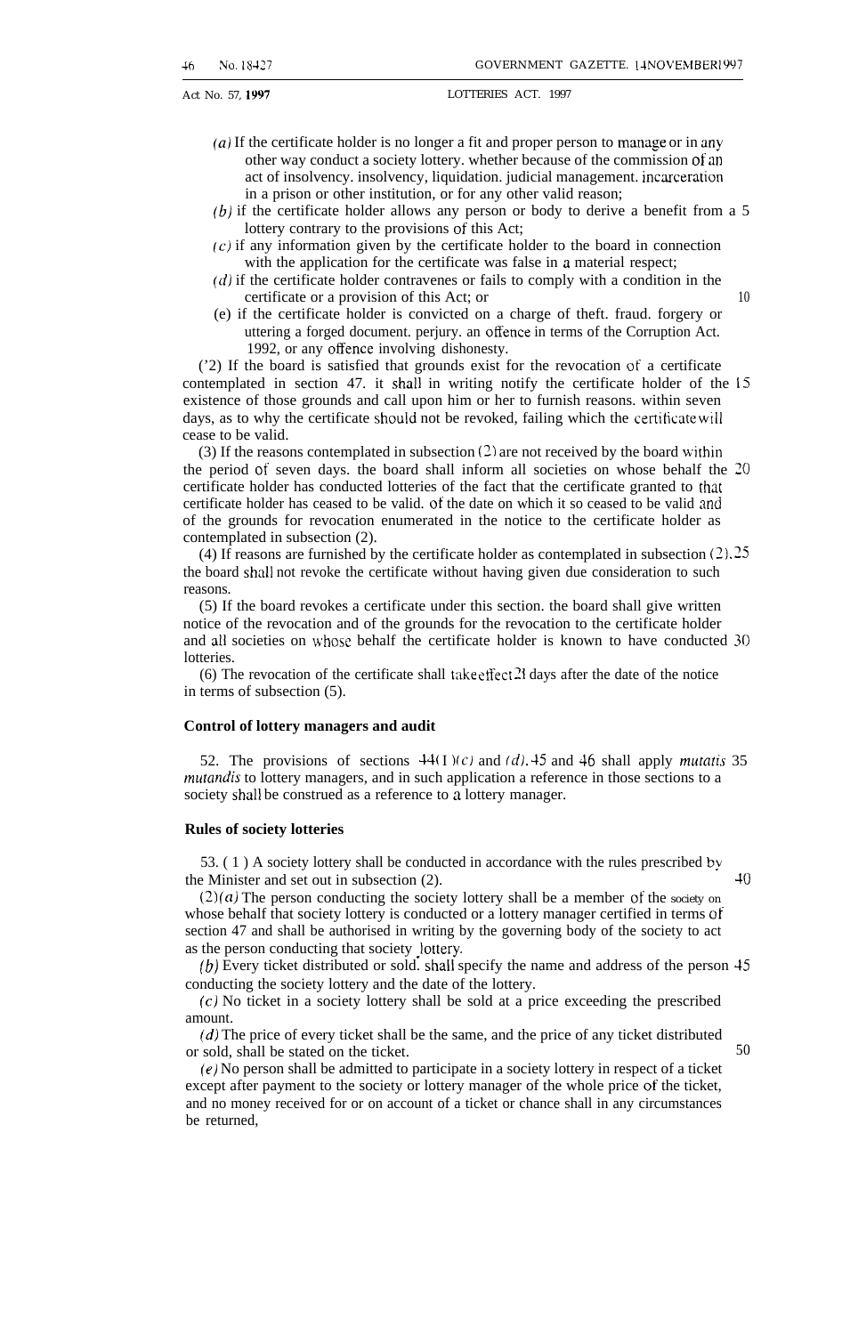*(a)* If the certificate holder is no longer a fit and proper person to manage or in any other way conduct a society lottery. whether because of the commission of an act of insolvency. insolvency, liquidation. judicial management. incarceration in a prison or other institution, or for any other valid reason;

*(b)* if the certificate holder allows any person or body to derive a benefit from a lottery contrary to the provisions of this Act;

*(c)* if any information given by the certificate holder to the board in connection with the application for the certificate was false in a material respect;

*(d)* if the certificate holder contravenes or fails to comply with a condition in the certificate or a provision of this Act; or

(e) if the certificate holder is convicted on a charge of theft. fraud. forgery or uttering a forged document. perjury. an offence in terms of the Corruption Act. 1992, or any offence involving dishonesty.

(2) If the board is satisfied that grounds exist for the revocation of a certificate contemplated in section 47. it shall in writing notify the certificate holder of the existence of those grounds and call upon him or her to furnish reasons. within seven days, as to why the certificate should not be revoked, failing which the certificate will cease to be valid.

(3) If the reasons contemplated in subsection (2) are not received by the board within the period of seven days. the board shall inform all societies on whose behalf the certificate holder has conducted lotteries of the fact that the certificate granted to that certificate holder has ceased to be valid. of the date on which it so ceased to be valid and of the grounds for revocation enumerated in the notice to the certificate holder as contemplated in subsection (2).

(4) If reasons are furnished by the certificate holder as contemplated in subsection (2), the board shall not revoke the certificate without having given due consideration to such reasons.

(5) If the board revokes a certificate under this section. the board shall give written notice of the revocation and of the grounds for the revocation to the certificate holder and all societies on whose behalf the certificate holder is known to have conducted lotteries.

(6) The revocation of the certificate shall take effect 21 days after the date of the notice in terms of subsection (5).

**Control of lottery managers and audit**

52. The provisions of sections 44(1)*(c)* and *(d)*, 45 and 46 shall apply *mutatis mutandis* to lottery managers, and in such application a reference in those sections to a society shall be construed as a reference to a lottery manager.

**Rules of society lotteries**

53. (1) A society lottery shall be conducted in accordance with the rules prescribed by the Minister and set out in subsection (2).

(2)*(a)* The person conducting the society lottery shall be a member of the society on whose behalf that society lottery is conducted or a lottery manager certified in terms of section 47 and shall be authorised in writing by the governing body of the society to act as the person conducting that society lottery.

*(b)* Every ticket distributed or sold shall specify the name and address of the person conducting the society lottery and the date of the lottery.

*(c)* No ticket in a society lottery shall be sold at a price exceeding the prescribed amount.

*(d)* The price of every ticket shall be the same, and the price of any ticket distributed or sold, shall be stated on the ticket.

*(e)* No person shall be admitted to participate in a society lottery in respect of a ticket except after payment to the society or lottery manager of the whole price of the ticket, and no money received for or on account of a ticket or chance shall in any circumstances be returned,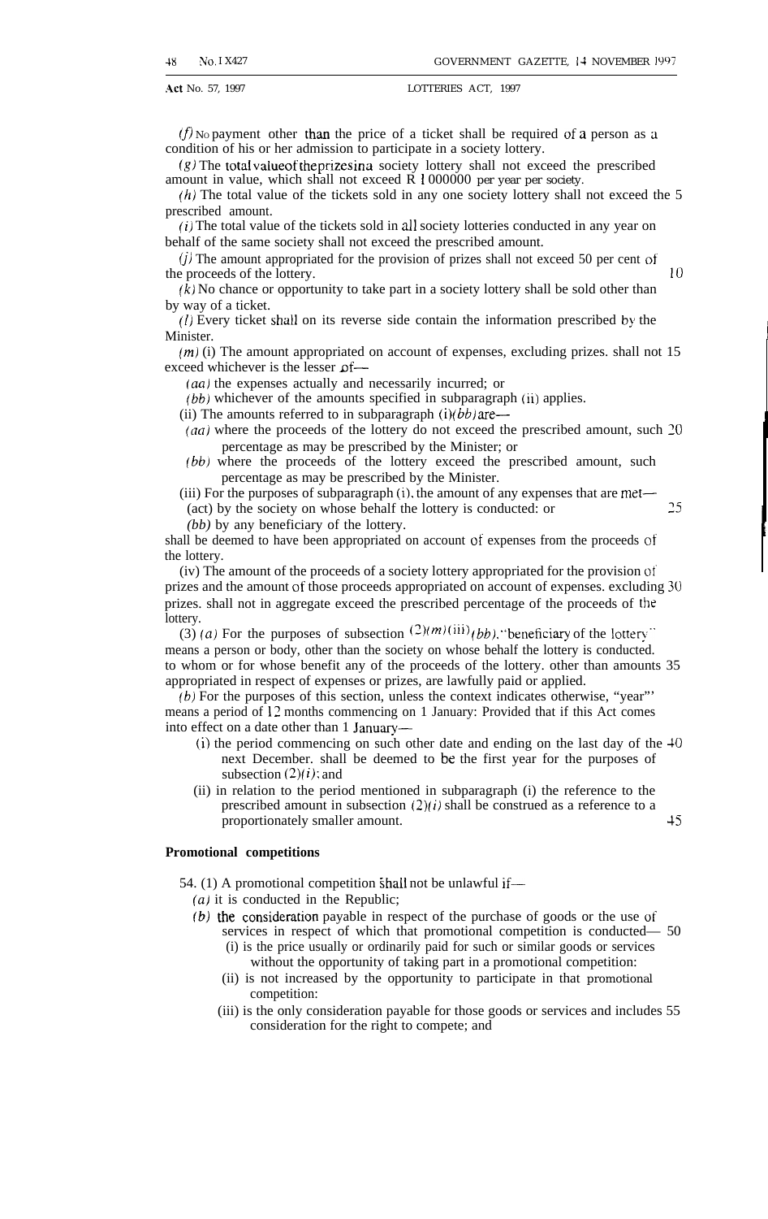*(f)* No payment other than the price of a ticket shall be required of a person as a condition of his or her admission to participate in a society lottery.

*(g)* The total value of the prizes in a society lottery shall not exceed the prescribed amount in value, which shall not exceed R 1 000000 per year per society.

*(h)* The total value of the tickets sold in any one society lottery shall not exceed the prescribed amount.

*(i)* The total value of the tickets sold in all society lotteries conducted in any year on behalf of the same society shall not exceed the prescribed amount.

*(j)* The amount appropriated for the provision of prizes shall not exceed 50 per cent of the proceeds of the lottery.

*(k)* No chance or opportunity to take part in a society lottery shall be sold other than by way of a ticket.

*(l)* Every ticket shall on its reverse side contain the information prescribed by the Minister.

*(m)* (i) The amount appropriated on account of expenses, excluding prizes. shall not exceed whichever is the lesser of—

*(aa)* the expenses actually and necessarily incurred; or

*(bb)* whichever of the amounts specified in subparagraph (ii) applies.

(ii) The amounts referred to in subparagraph (i)*(bb)* are—

*(aa)* where the proceeds of the lottery do not exceed the prescribed amount, such percentage as may be prescribed by the Minister; or

*(bb)* where the proceeds of the lottery exceed the prescribed amount, such percentage as may be prescribed by the Minister.

(iii) For the purposes of subparagraph (i), the amount of any expenses that are met—

(act) by the society on whose behalf the lottery is conducted: or

*(bb)* by any beneficiary of the lottery.

shall be deemed to have been appropriated on account of expenses from the proceeds of the lottery.

(iv) The amount of the proceeds of a society lottery appropriated for the provision of prizes and the amount of those proceeds appropriated on account of expenses. excluding prizes. shall not in aggregate exceed the prescribed percentage of the proceeds of the lottery.

(3) *(a)* For the purposes of subsection (2)*(m)*(iii)*(bb)*, "beneficiary of the lottery" means a person or body, other than the society on whose behalf the lottery is conducted. to whom or for whose benefit any of the proceeds of the lottery. other than amounts appropriated in respect of expenses or prizes, are lawfully paid or applied.

*(b)* For the purposes of this section, unless the context indicates otherwise, "year" means a period of 12 months commencing on 1 January: Provided that if this Act comes into effect on a date other than 1 January—

(i) the period commencing on such other date and ending on the last day of the next December. shall be deemed to be the first year for the purposes of subsection (2)*(i)*; and

(ii) in relation to the period mentioned in subparagraph (i) the reference to the prescribed amount in subsection (2)*(i)* shall be construed as a reference to a proportionately smaller amount.

**Promotional competitions**

54. (1) A promotional competition shall not be unlawful if—

*(a)* it is conducted in the Republic;

*(b)* the consideration payable in respect of the purchase of goods or the use of services in respect of which that promotional competition is conducted—

(i) is the price usually or ordinarily paid for such or similar goods or services without the opportunity of taking part in a promotional competition:

(ii) is not increased by the opportunity to participate in that promotional competition:

(iii) is the only consideration payable for those goods or services and includes consideration for the right to compete; and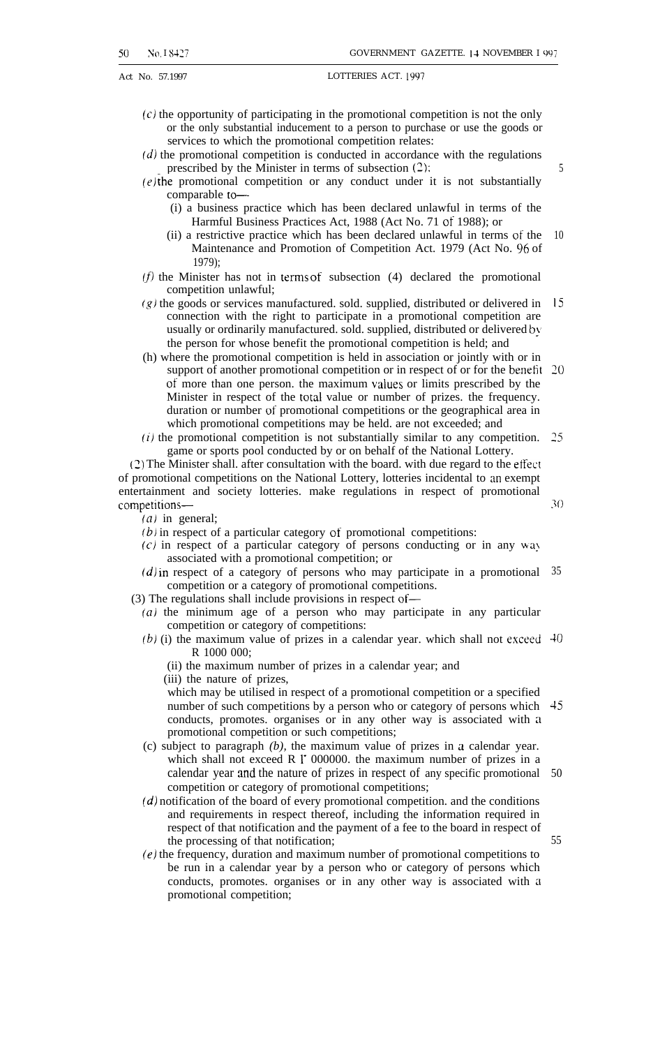(c) the opportunity of participating in the promotional competition is not the only or the only substantial inducement to a person to purchase or use the goods or services to which the promotional competition relates:

(d) the promotional competition is conducted in accordance with the regulations prescribed by the Minister in terms of subsection (2):

(e) the promotional competition or any conduct under it is not substantially comparable to—

(i) a business practice which has been declared unlawful in terms of the Harmful Business Practices Act, 1988 (Act No. 71 of 1988); or

(ii) a restrictive practice which has been declared unlawful in terms of the Maintenance and Promotion of Competition Act. 1979 (Act No. 96 of 1979);

(f) the Minister has not in terms of subsection (4) declared the promotional competition unlawful;

(g) the goods or services manufactured. sold. supplied, distributed or delivered in connection with the right to participate in a promotional competition are usually or ordinarily manufactured. sold. supplied, distributed or delivered by the person for whose benefit the promotional competition is held; and

(h) where the promotional competition is held in association or jointly with or in support of another promotional competition or in respect of or for the benefit of more than one person. the maximum values or limits prescribed by the Minister in respect of the total value or number of prizes. the frequency. duration or number of promotional competitions or the geographical area in which promotional competitions may be held. are not exceeded; and

(i) the promotional competition is not substantially similar to any competition. game or sports pool conducted by or on behalf of the National Lottery.

(2) The Minister shall. after consultation with the board. with due regard to the effect of promotional competitions on the National Lottery, lotteries incidental to an exempt entertainment and society lotteries. make regulations in respect of promotional competitions—

(a) in general;

(b) in respect of a particular category of promotional competitions:

(c) in respect of a particular category of persons conducting or in any way associated with a promotional competition; or

(d) in respect of a category of persons who may participate in a promotional competition or a category of promotional competitions.

(3) The regulations shall include provisions in respect of—

(a) the minimum age of a person who may participate in any particular competition or category of competitions:

(b) (i) the maximum value of prizes in a calendar year. which shall not exceed R 1000 000;

(ii) the maximum number of prizes in a calendar year; and

(iii) the nature of prizes,

which may be utilised in respect of a promotional competition or a specified number of such competitions by a person who or category of persons which conducts, promotes. organises or in any other way is associated with a promotional competition or such competitions;

(c) subject to paragraph *(b),* the maximum value of prizes in a calendar year. which shall not exceed R 1' 000000. the maximum number of prizes in a calendar year and the nature of prizes in respect of any specific promotional competition or category of promotional competitions;

(d) notification of the board of every promotional competition. and the conditions and requirements in respect thereof, including the information required in respect of that notification and the payment of a fee to the board in respect of the processing of that notification;

(e) the frequency, duration and maximum number of promotional competitions to be run in a calendar year by a person who or category of persons which conducts, promotes. organises or in any other way is associated with a promotional competition;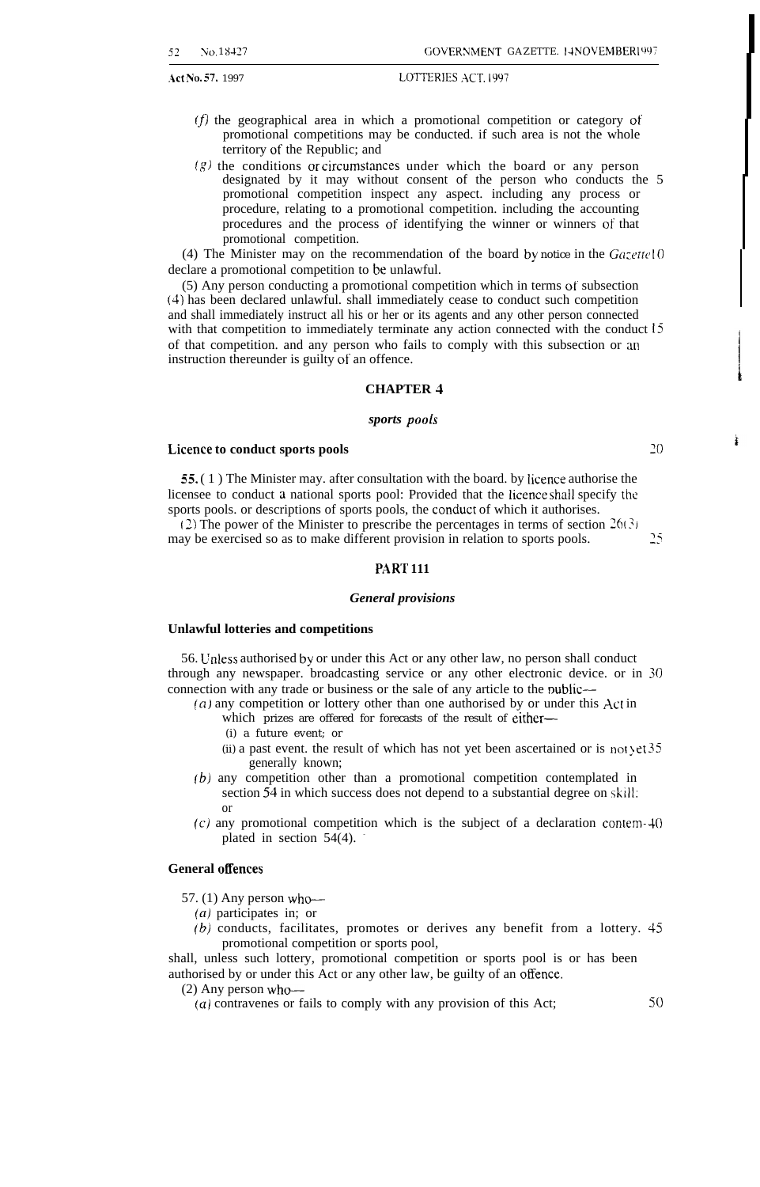(*f*) the geographical area in which a promotional competition or category of promotional competitions may be conducted. if such area is not the whole territory of the Republic; and

(*g*) the conditions or circumstances under which the board or any person designated by it may without consent of the person who conducts the promotional competition inspect any aspect. including any process or procedure, relating to a promotional competition. including the accounting procedures and the process of identifying the winner or winners of that promotional competition.

(4) The Minister may on the recommendation of the board by notice in the *Gazette* declare a promotional competition to be unlawful.

(5) Any person conducting a promotional competition which in terms of subsection (4) has been declared unlawful. shall immediately cease to conduct such competition and shall immediately instruct all his or her or its agents and any other person connected with that competition to immediately terminate any action connected with the conduct of that competition. and any person who fails to comply with this subsection or an instruction thereunder is guilty of an offence.

## CHAPTER 4

### *sports pools*

**Licence to conduct sports pools**

**55.** (1) The Minister may. after consultation with the board. by licence authorise the licensee to conduct a national sports pool: Provided that the licence shall specify the sports pools. or descriptions of sports pools, the conduct of which it authorises.

(2) The power of the Minister to prescribe the percentages in terms of section 26(3) may be exercised so as to make different provision in relation to sports pools.

## PART 111

### *General provisions*

**Unlawful lotteries and competitions**

56. Unless authorised by or under this Act or any other law, no person shall conduct through any newspaper. broadcasting service or any other electronic device. or in connection with any trade or business or the sale of any article to the public—

(*a*) any competition or lottery other than one authorised by or under this Act in which prizes are offered for forecasts of the result of either—

(i) a future event; or

(ii) a past event. the result of which has not yet been ascertained or is not yet generally known;

(*b*) any competition other than a promotional competition contemplated in section 54 in which success does not depend to a substantial degree on skill: or

(*c*) any promotional competition which is the subject of a declaration contemplated in section 54(4).

**General offences**

57. (1) Any person who—

(*a*) participates in; or

(*b*) conducts, facilitates, promotes or derives any benefit from a lottery. promotional competition or sports pool,

shall, unless such lottery, promotional competition or sports pool is or has been authorised by or under this Act or any other law, be guilty of an offence.

(2) Any person who—

(*a*) contravenes or fails to comply with any provision of this Act;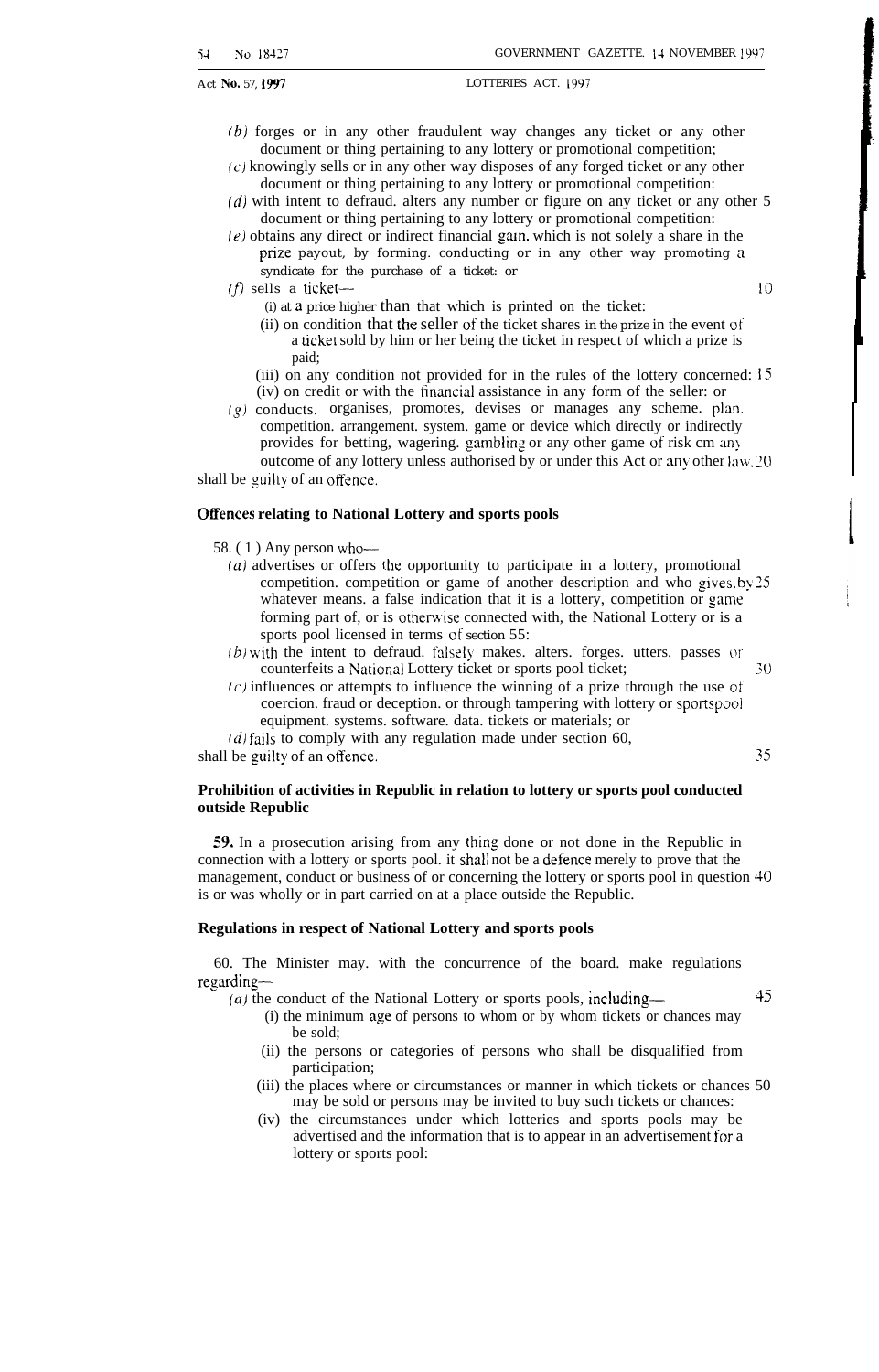(b) forges or in any other fraudulent way changes any ticket or any other document or thing pertaining to any lottery or promotional competition;

(c) knowingly sells or in any other way disposes of any forged ticket or any other document or thing pertaining to any lottery or promotional competition:

(d) with intent to defraud. alters any number or figure on any ticket or any other document or thing pertaining to any lottery or promotional competition:

(e) obtains any direct or indirect financial gain, which is not solely a share in the prize payout, by forming. conducting or in any other way promoting a syndicate for the purchase of a ticket: or

(f) sells a ticket—

(i) at a price higher than that which is printed on the ticket:

(ii) on condition that the seller of the ticket shares in the prize in the event of a ticket sold by him or her being the ticket in respect of which a prize is paid;

(iii) on any condition not provided for in the rules of the lottery concerned:

(iv) on credit or with the financial assistance in any form of the seller: or

(g) conducts. organises, promotes, devises or manages any scheme. plan. competition. arrangement. system. game or device which directly or indirectly provides for betting, wagering. gambling or any other game of risk cm any outcome of any lottery unless authorised by or under this Act or any other law.

shall be guilty of an offence.

**Offences relating to National Lottery and sports pools**

58. (1) Any person who—

(a) advertises or offers the opportunity to participate in a lottery, promotional competition. competition or game of another description and who gives, by whatever means. a false indication that it is a lottery, competition or game forming part of, or is otherwise connected with, the National Lottery or is a sports pool licensed in terms of section 55:

(b) with the intent to defraud. falsely makes. alters. forges. utters. passes or counterfeits a National Lottery ticket or sports pool ticket;

(c) influences or attempts to influence the winning of a prize through the use of coercion. fraud or deception. or through tampering with lottery or sportspool equipment. systems. software. data. tickets or materials; or

(d) fails to comply with any regulation made under section 60,

shall be guilty of an offence.

**Prohibition of activities in Republic in relation to lottery or sports pool conducted outside Republic**

**59.** In a prosecution arising from any thing done or not done in the Republic in connection with a lottery or sports pool. it shall not be a defence merely to prove that the management, conduct or business of or concerning the lottery or sports pool in question is or was wholly or in part carried on at a place outside the Republic.

**Regulations in respect of National Lottery and sports pools**

60. The Minister may. with the concurrence of the board. make regulations regarding—

(a) the conduct of the National Lottery or sports pools, including—

(i) the minimum age of persons to whom or by whom tickets or chances may be sold;

(ii) the persons or categories of persons who shall be disqualified from participation;

(iii) the places where or circumstances or manner in which tickets or chances may be sold or persons may be invited to buy such tickets or chances:

(iv) the circumstances under which lotteries and sports pools may be advertised and the information that is to appear in an advertisement for a lottery or sports pool: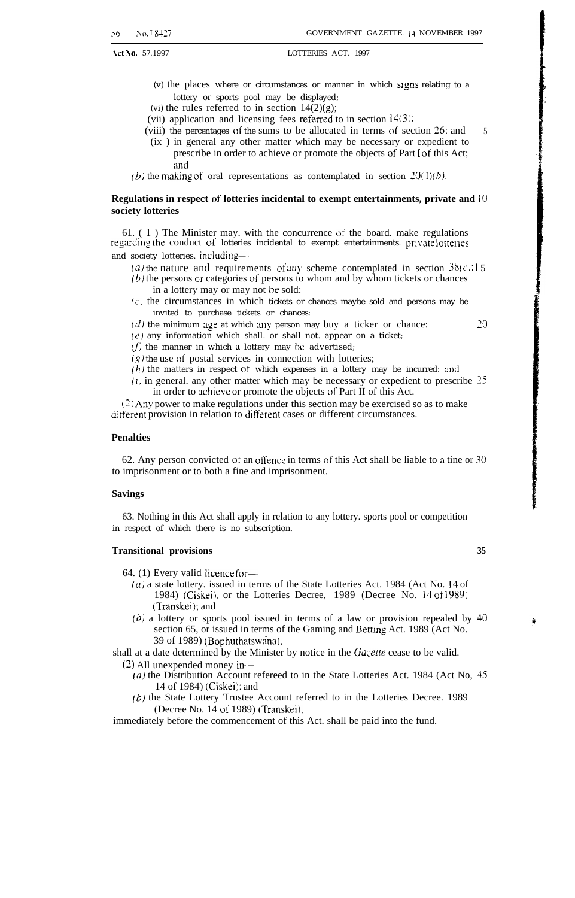(v) the places where or circumstances or manner in which signs relating to a lottery or sports pool may be displayed;

(vi) the rules referred to in section 14(2)(g);

(vii) application and licensing fees referred to in section 14(3);

(viii) the percentages of the sums to be allocated in terms of section 26; and

(ix) in general any other matter which may be necessary or expedient to prescribe in order to achieve or promote the objects of Part I of this Act; and

*(b)* the making of oral representations as contemplated in section 20(1)*(b)*.

**Regulations in respect of lotteries incidental to exempt entertainments, private and society lotteries**

61. (1) The Minister may, with the concurrence of the board, make regulations regarding the conduct of lotteries incidental to exempt entertainments, private lotteries and society lotteries, including—

*(a)* the nature and requirements of any scheme contemplated in section 38*(c)*;

*(b)* the persons or categories of persons to whom and by whom tickets or chances in a lottery may or may not be sold;

*(c)* the circumstances in which tickets or chances maybe sold and persons may be invited to purchase tickets or chances;

*(d)* the minimum age at which any person may buy a ticker or chance;

*(e)* any information which shall, or shall not, appear on a ticket;

*(f)* the manner in which a lottery may be advertised;

*(g)* the use of postal services in connection with lotteries;

*(h)* the matters in respect of which expenses in a lottery may be incurred; and

*(i)* in general, any other matter which may be necessary or expedient to prescribe in order to achieve or promote the objects of Part II of this Act.

(2) Any power to make regulations under this section may be exercised so as to make different provision in relation to different cases or different circumstances.

**Penalties**

62. Any person convicted of an offence in terms of this Act shall be liable to a tine or to imprisonment or to both a fine and imprisonment.

**Savings**

63. Nothing in this Act shall apply in relation to any lottery, sports pool or competition in respect of which there is no subscription.

**Transitional provisions**

64. (1) Every valid licence for—

*(a)* a state lottery, issued in terms of the State Lotteries Act, 1984 (Act No. 14 of 1984) (Ciskei), or the Lotteries Decree, 1989 (Decree No. 14 of 1989) (Transkei); and

*(b)* a lottery or sports pool issued in terms of a law or provision repealed by section 65, or issued in terms of the Gaming and Betting Act, 1989 (Act No. 39 of 1989) (Bophuthatswana),

shall at a date determined by the Minister by notice in the *Gazette* cease to be valid.

(2) All unexpended money in—

*(a)* the Distribution Account refereed to in the State Lotteries Act, 1984 (Act No. 14 of 1984) (Ciskei); and

*(b)* the State Lottery Trustee Account referred to in the Lotteries Decree, 1989 (Decree No. 14 of 1989) (Transkei),

immediately before the commencement of this Act, shall be paid into the fund.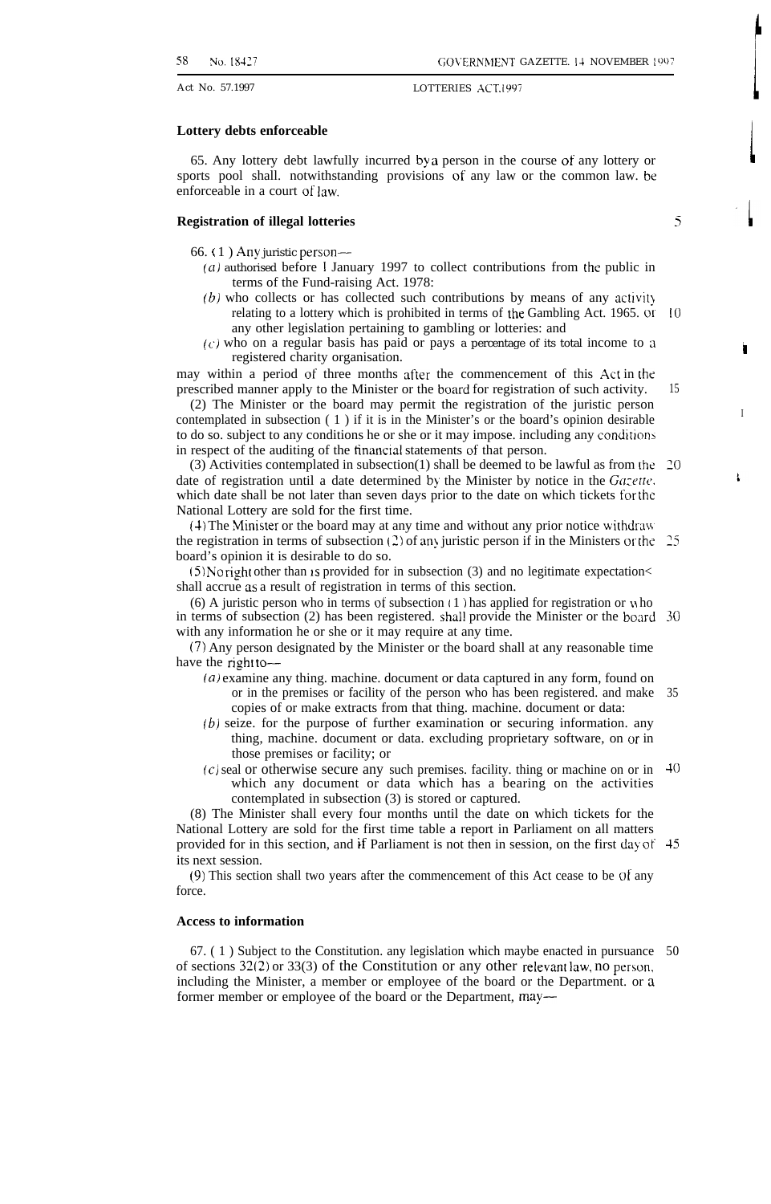**Lottery debts enforceable**

65. Any lottery debt lawfully incurred by a person in the course of any lottery or sports pool shall. notwithstanding provisions of any law or the common law. be enforceable in a court of law.

**Registration of illegal lotteries**

66. (1) Any juristic person—

(*a*) authorised before 1 January 1997 to collect contributions from the public in terms of the Fund-raising Act. 1978:

(*b*) who collects or has collected such contributions by means of any activity relating to a lottery which is prohibited in terms of the Gambling Act. 1965. or any other legislation pertaining to gambling or lotteries: and

(*c*) who on a regular basis has paid or pays a percentage of its total income to a registered charity organisation.

may within a period of three months after the commencement of this Act in the prescribed manner apply to the Minister or the board for registration of such activity.

(2) The Minister or the board may permit the registration of the juristic person contemplated in subsection (1) if it is in the Minister's or the board's opinion desirable to do so. subject to any conditions he or she or it may impose. including any conditions in respect of the auditing of the financial statements of that person.

(3) Activities contemplated in subsection(1) shall be deemed to be lawful as from the date of registration until a date determined by the Minister by notice in the *Gazette*. which date shall be not later than seven days prior to the date on which tickets for the National Lottery are sold for the first time.

(4) The Minister or the board may at any time and without any prior notice withdraw the registration in terms of subsection (2) of any juristic person if in the Ministers or the board's opinion it is desirable to do so.

(5) No right other than is provided for in subsection (3) and no legitimate expectation shall accrue as a result of registration in terms of this section.

(6) A juristic person who in terms of subsection (1) has applied for registration or who in terms of subsection (2) has been registered. shall provide the Minister or the board with any information he or she or it may require at any time.

(7) Any person designated by the Minister or the board shall at any reasonable time have the right to—

(*a*) examine any thing. machine. document or data captured in any form, found on or in the premises or facility of the person who has been registered. and make copies of or make extracts from that thing. machine. document or data:

(*b*) seize. for the purpose of further examination or securing information. any thing, machine. document or data. excluding proprietary software, on or in those premises or facility; or

(*c*) seal or otherwise secure any such premises. facility. thing or machine on or in which any document or data which has a bearing on the activities contemplated in subsection (3) is stored or captured.

(8) The Minister shall every four months until the date on which tickets for the National Lottery are sold for the first time table a report in Parliament on all matters provided for in this section, and if Parliament is not then in session, on the first day of its next session.

(9) This section shall two years after the commencement of this Act cease to be of any force.

**Access to information**

67. (1) Subject to the Constitution. any legislation which maybe enacted in pursuance of sections 32(2) or 33(3) of the Constitution or any other relevant law, no person, including the Minister, a member or employee of the board or the Department. or a former member or employee of the board or the Department, may—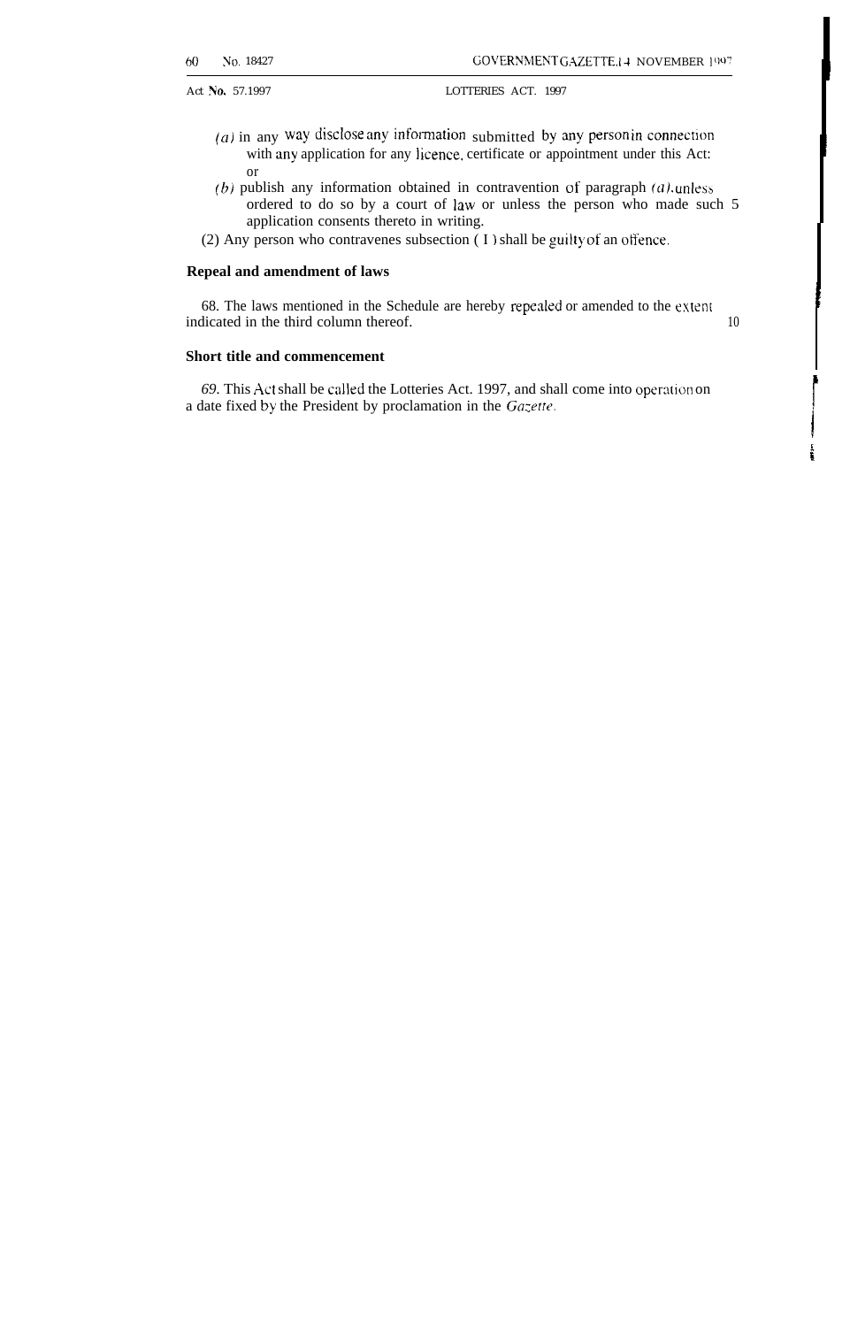(*a*) in any way disclose any information submitted by any person in connection with any application for any licence, certificate or appointment under this Act: or

(*b*) publish any information obtained in contravention of paragraph (*a*), unless ordered to do so by a court of law or unless the person who made such application consents thereto in writing.

(2) Any person who contravenes subsection (1) shall be guilty of an offence.

**Repeal and amendment of laws**

68. The laws mentioned in the Schedule are hereby repealed or amended to the extent indicated in the third column thereof.

**Short title and commencement**

69. This Act shall be called the Lotteries Act, 1997, and shall come into operation on a date fixed by the President by proclamation in the *Gazette*.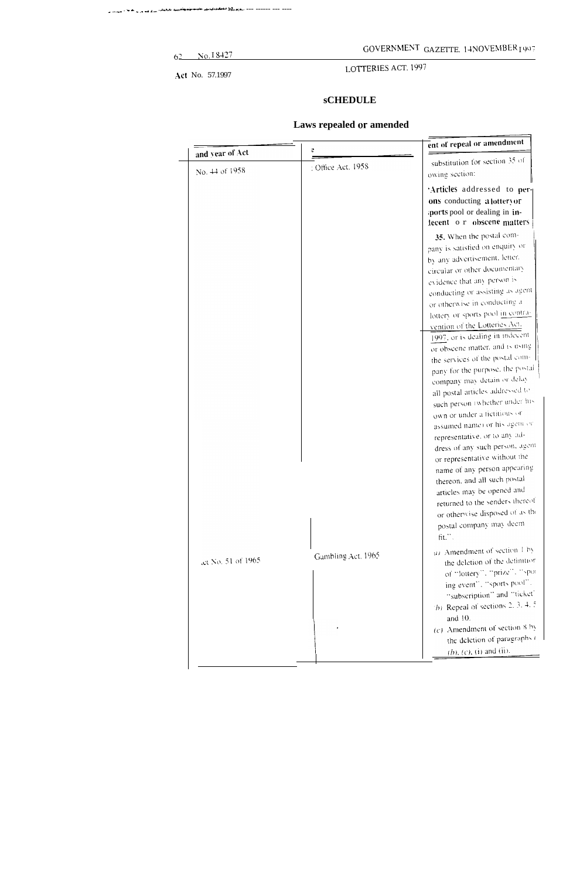Act No. 57.1997

LOTTERIES ACT. 1997

## sCHEDULE

### Laws repealed or amended

| and year of Act | e | ent of repeal or amendment |
|---|---|---|
| No. 44 of 1958 | : Office Act. 1958 | substitution for section 35 of owing section:<br><br>**'Articles addressed to persons conducting a lottery or sports pool or dealing in indecent or obscene matters**<br><br>**35.** When the postal company is satisfied on enquiry or by any advertisement, letter, circular or other documentary evidence that any person is conducting or assisting as agent or otherwise in conducting a lottery or sports pool in contravention of the Lotteries Act, 1997, or is dealing in indecent or obscene matter, and is using the services of the postal company for the purpose, the postal company may detain or delay all postal articles addressed to such person (whether under his own or under a fictitious or assumed name) or his agent or representative, or to any address of any such person, agent or representative without the name of any person appearing thereon, and all such postal articles may be opened and returned to the senders thereof or otherwise disposed of as the postal company may deem fit.". |
| .ct No. 51 of 1965 | Gambling Act. 1965 | (a) Amendment of section 1 by the deletion of the definition of "lottery", "prize", "sporting event", "sports pool", "subscription" and "ticket".<br>(b) Repeal of sections 2, 3, 4, 5 and 10.<br>(c) Amendment of section 8 by the deletion of paragraphs (b), (c), (i) and (ii). |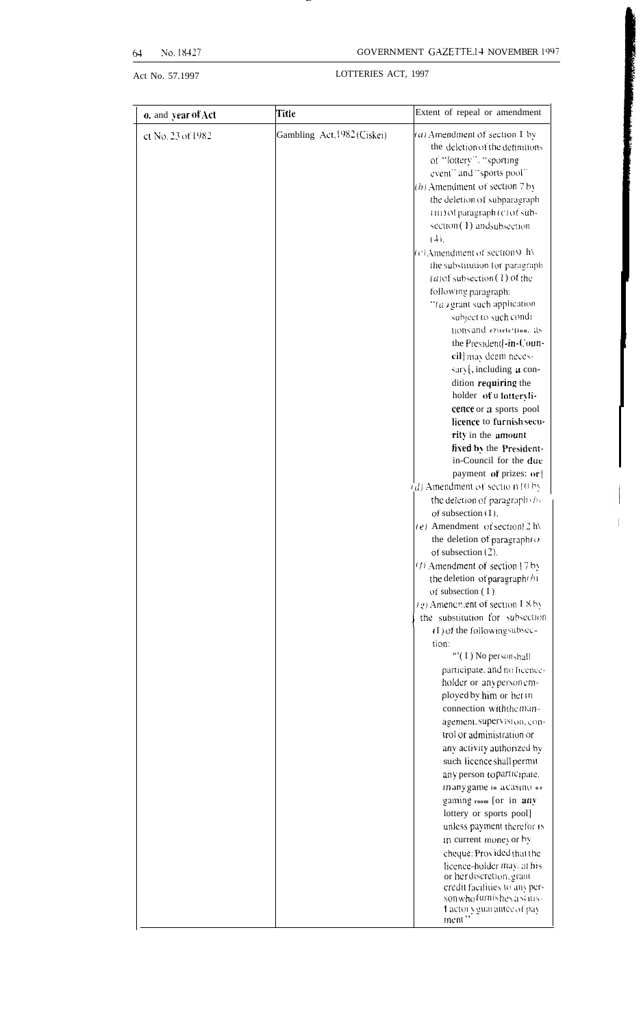Act No. 57.1997

LOTTERIES ACT, 1997

| No. and year of Act | Title | Extent of repeal or amendment |
|---|---|---|
| Act No. 23 of 1982 | Gambling Act, 1982 (Ciskei) | *(a)* Amendment of section 1 by the deletion of the definitions of "lottery", "sporting event" and "sports pool".<br>*(b)* Amendment of section 7 by the deletion of subparagraph (iii) of paragraph *(c)* of subsection (1) and subsection (4).<br>*(c)* Amendment of section 9 by the substitution for paragraph *(a)* of subsection (1) of the following paragraph:<br>"*(a)* grant such application subject to such conditions and restrictions as the President[-in-Council] may deem necessary[, including a condition requiring the holder of a lottery licence or a sports pool licence to furnish security in the amount fixed by the President-in-Council for the due payment of prizes: or]<br>*(d)* Amendment of section 10 by the deletion of paragraph *(b)* of subsection (1).<br>*(e)* Amendment of section 12 by the deletion of paragraph *(c)* of subsection (2).<br>*(f)* Amendment of section 17 by the deletion of paragraph *(b)* of subsection (1).<br>*(g)* Amendment of section 18 by the substitution for subsection (1) of the following subsection:<br>"(1) No person shall participate, and no licence-holder or any person employed by him or her in connection with the management, supervision, control or administration or any activity authorized by such licence shall permit any person to participate, in any game in a casino or gaming room [or in any lottery or sports pool] unless payment therefor is in current money or by cheque: Provided that the licence-holder may, at his or her discretion, grant credit facilities to any person who furnishes a satisfactory guarantee of payment." |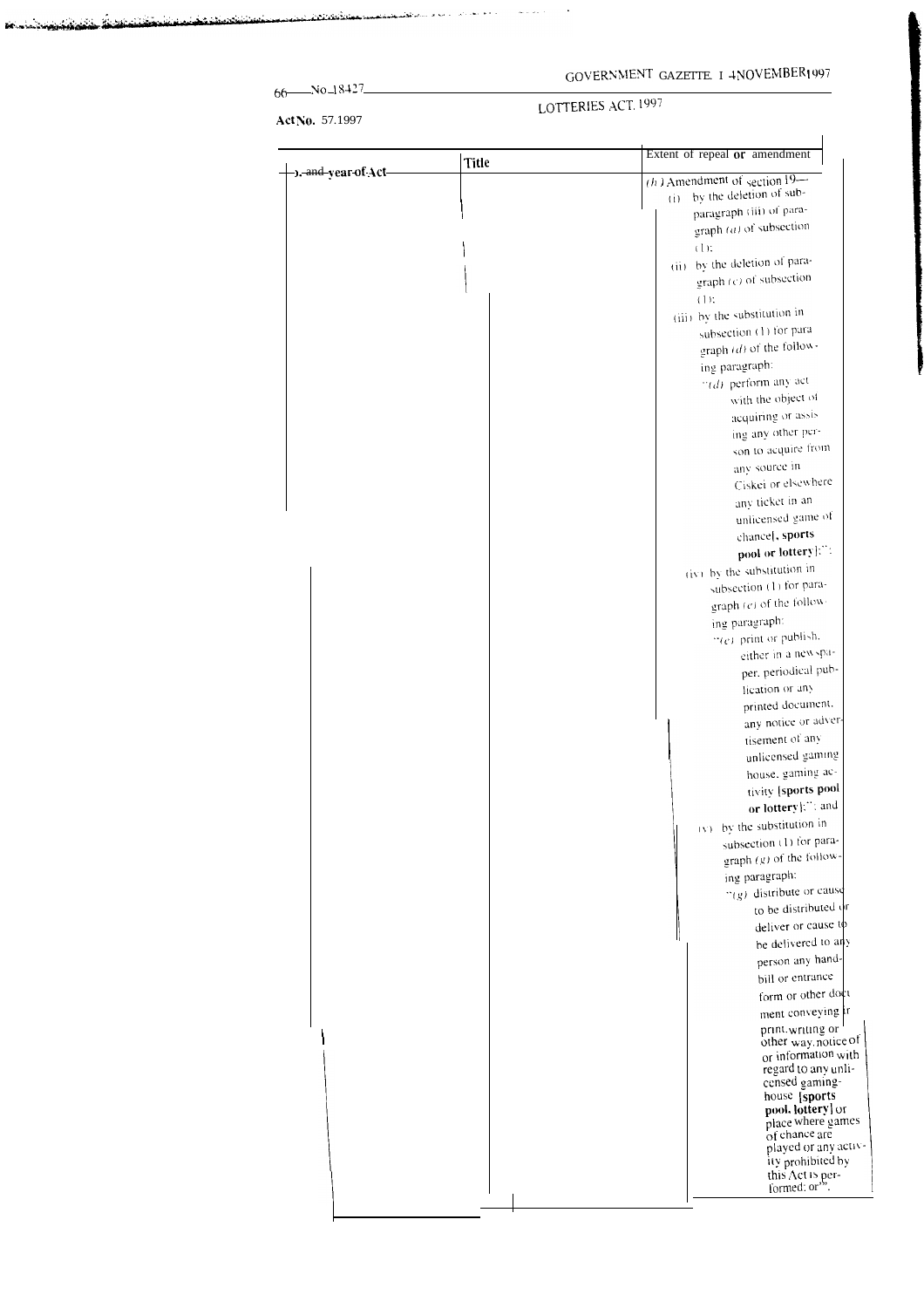**Act No. 57.1997**

**LOTTERIES ACT, 1997**

| No. and year of Act | Title | Extent of repeal or amendment |
|---|---|---|
| | | *(h)* Amendment of section 19—<br>(i) by the deletion of subparagraph (iii) of paragraph *(a)* of subsection (1);<br>(ii) by the deletion of paragraph *(c)* of subsection (1);<br>(iii) by the substitution in subsection (1) for paragraph *(d)* of the following paragraph:<br>"*(d)* perform any act with the object of acquiring or assisting any other person to acquire from any source in Ciskei or elsewhere any ticket in an unlicensed game of chance[**, sports pool or lottery**];";<br>(iv) by the substitution in subsection (1) for paragraph *(e)* of the following paragraph:<br>"*(e)* print or publish, either in a newspaper, periodical publication or any printed document, any notice or advertisement of any unlicensed gaming house, gaming activity [**sports pool or lottery**];"; and<br>(v) by the substitution in subsection (1) for paragraph *(g)* of the following paragraph:<br>"*(g)* distribute or cause to be distributed or deliver or cause to be delivered to any person any handbill or entrance form or other document conveying in print, writing or other way, notice of or information with regard to any unlicensed gaming-house [**sports pool, lottery**] or place where games of chance are played or any activity prohibited by this Act is performed; or". |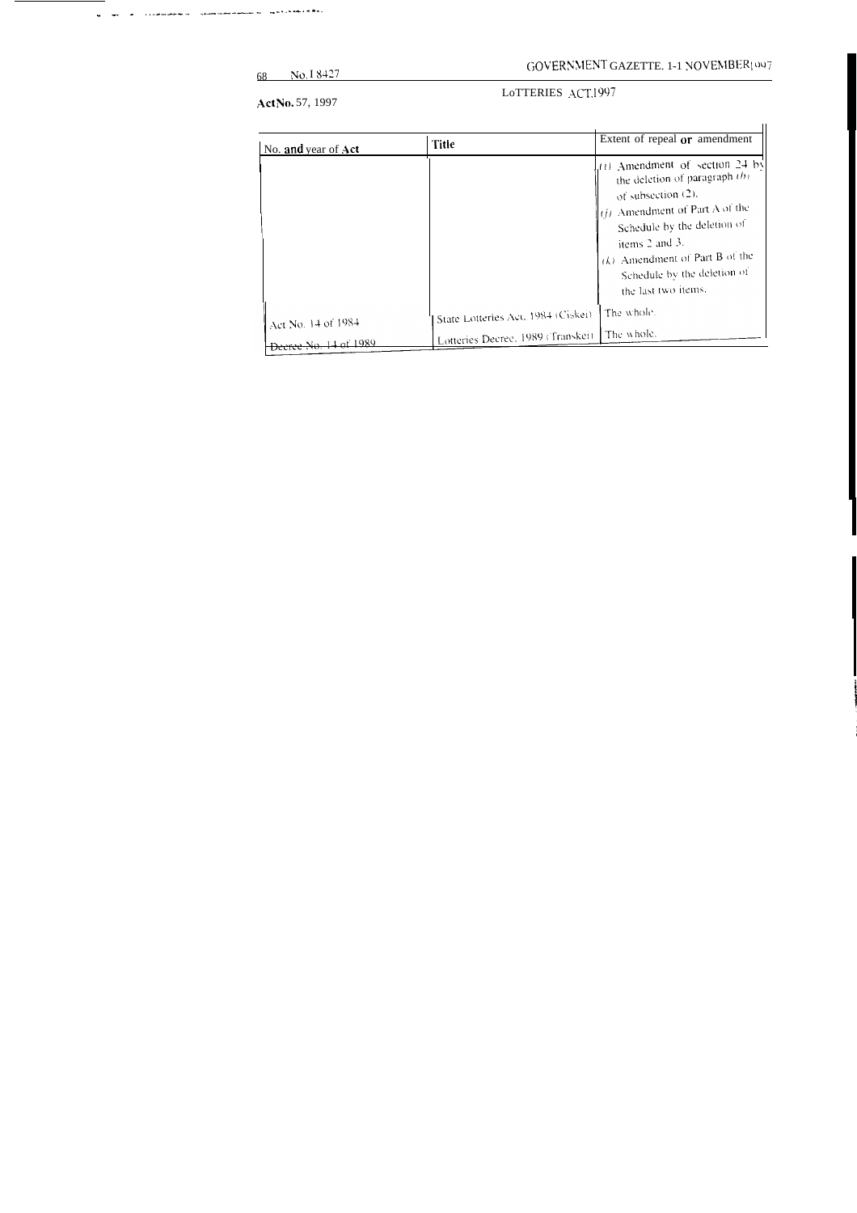Act No. 57, 1997

| No. and year of Act | Title | Extent of repeal or amendment |
| --- | --- | --- |
| | | (i) Amendment of section 24 by the deletion of paragraph (b) of subsection (2).<br>(j) Amendment of Part A of the Schedule by the deletion of items 2 and 3.<br>(k) Amendment of Part B of the Schedule by the deletion of the last two items. |
| Act No. 14 of 1984 | State Lotteries Act, 1984 (Ciskei) | The whole. |
| Decree No. 14 of 1989 | Lotteries Decree, 1989 (Transkei) | The whole. |